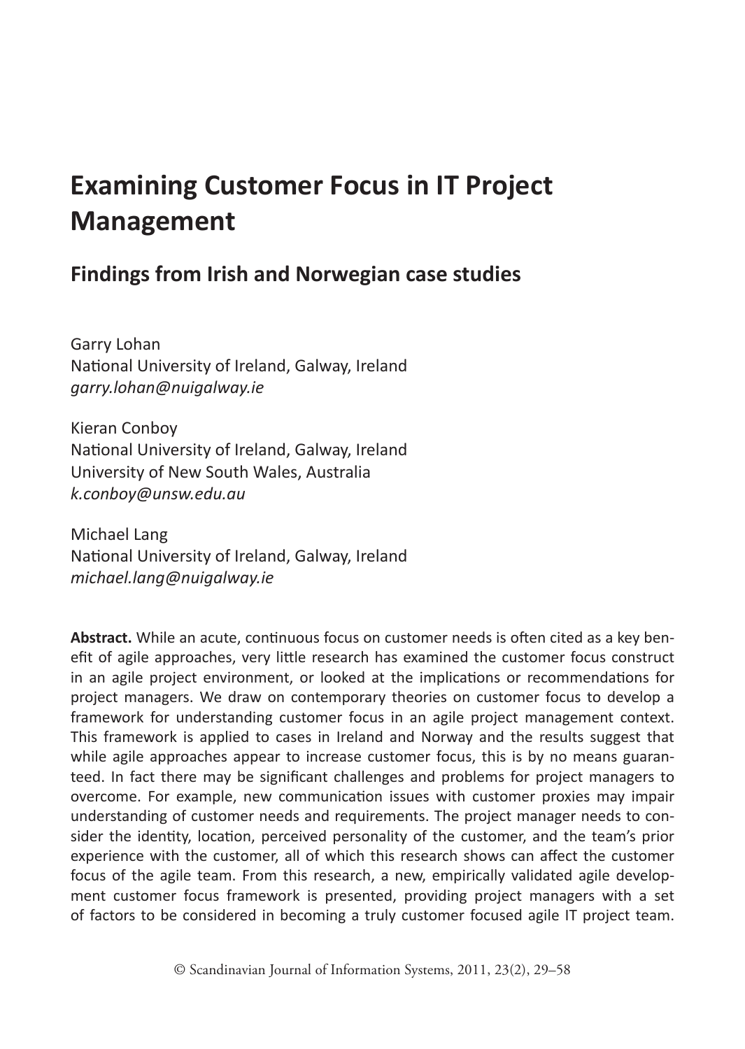# Examining Customer Focus in IT Project Management

## Findings from Irish and Norwegian case studies

Garry Lohan
National University of Ireland, Galway, Ireland
*garry.lohan@nuigalway.ie*

Kieran Conboy
National University of Ireland, Galway, Ireland
University of New South Wales, Australia
*k.conboy@unsw.edu.au*

Michael Lang
National University of Ireland, Galway, Ireland
*michael.lang@nuigalway.ie*

**Abstract.** While an acute, continuous focus on customer needs is often cited as a key benefit of agile approaches, very little research has examined the customer focus construct in an agile project environment, or looked at the implications or recommendations for project managers. We draw on contemporary theories on customer focus to develop a framework for understanding customer focus in an agile project management context. This framework is applied to cases in Ireland and Norway and the results suggest that while agile approaches appear to increase customer focus, this is by no means guaranteed. In fact there may be significant challenges and problems for project managers to overcome. For example, new communication issues with customer proxies may impair understanding of customer needs and requirements. The project manager needs to consider the identity, location, perceived personality of the customer, and the team's prior experience with the customer, all of which this research shows can affect the customer focus of the agile team. From this research, a new, empirically validated agile development customer focus framework is presented, providing project managers with a set of factors to be considered in becoming a truly customer focused agile IT project team.

© Scandinavian Journal of Information Systems, 2011, 23(2), 29–58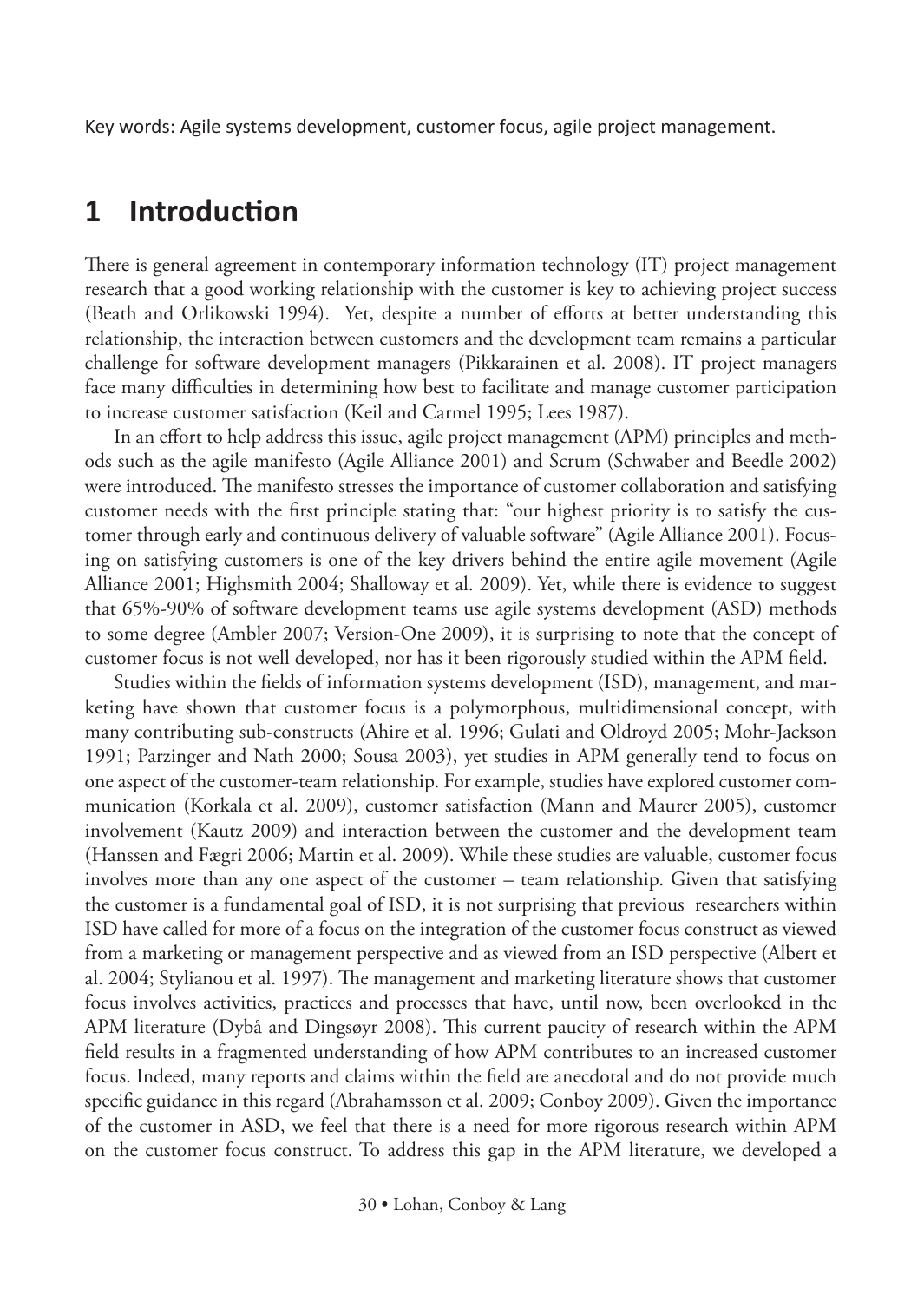Key words: Agile systems development, customer focus, agile project management.

# 1 Introduction

There is general agreement in contemporary information technology (IT) project management research that a good working relationship with the customer is key to achieving project success (Beath and Orlikowski 1994). Yet, despite a number of efforts at better understanding this relationship, the interaction between customers and the development team remains a particular challenge for software development managers (Pikkarainen et al. 2008). IT project managers face many difficulties in determining how best to facilitate and manage customer participation to increase customer satisfaction (Keil and Carmel 1995; Lees 1987).

In an effort to help address this issue, agile project management (APM) principles and methods such as the agile manifesto (Agile Alliance 2001) and Scrum (Schwaber and Beedle 2002) were introduced. The manifesto stresses the importance of customer collaboration and satisfying customer needs with the first principle stating that: "our highest priority is to satisfy the customer through early and continuous delivery of valuable software" (Agile Alliance 2001). Focusing on satisfying customers is one of the key drivers behind the entire agile movement (Agile Alliance 2001; Highsmith 2004; Shalloway et al. 2009). Yet, while there is evidence to suggest that 65%-90% of software development teams use agile systems development (ASD) methods to some degree (Ambler 2007; Version-One 2009), it is surprising to note that the concept of customer focus is not well developed, nor has it been rigorously studied within the APM field.

Studies within the fields of information systems development (ISD), management, and marketing have shown that customer focus is a polymorphous, multidimensional concept, with many contributing sub-constructs (Ahire et al. 1996; Gulati and Oldroyd 2005; Mohr-Jackson 1991; Parzinger and Nath 2000; Sousa 2003), yet studies in APM generally tend to focus on one aspect of the customer-team relationship. For example, studies have explored customer communication (Korkala et al. 2009), customer satisfaction (Mann and Maurer 2005), customer involvement (Kautz 2009) and interaction between the customer and the development team (Hanssen and Fægri 2006; Martin et al. 2009). While these studies are valuable, customer focus involves more than any one aspect of the customer – team relationship. Given that satisfying the customer is a fundamental goal of ISD, it is not surprising that previous researchers within ISD have called for more of a focus on the integration of the customer focus construct as viewed from a marketing or management perspective and as viewed from an ISD perspective (Albert et al. 2004; Stylianou et al. 1997). The management and marketing literature shows that customer focus involves activities, practices and processes that have, until now, been overlooked in the APM literature (Dybå and Dingsøyr 2008). This current paucity of research within the APM field results in a fragmented understanding of how APM contributes to an increased customer focus. Indeed, many reports and claims within the field are anecdotal and do not provide much specific guidance in this regard (Abrahamsson et al. 2009; Conboy 2009). Given the importance of the customer in ASD, we feel that there is a need for more rigorous research within APM on the customer focus construct. To address this gap in the APM literature, we developed a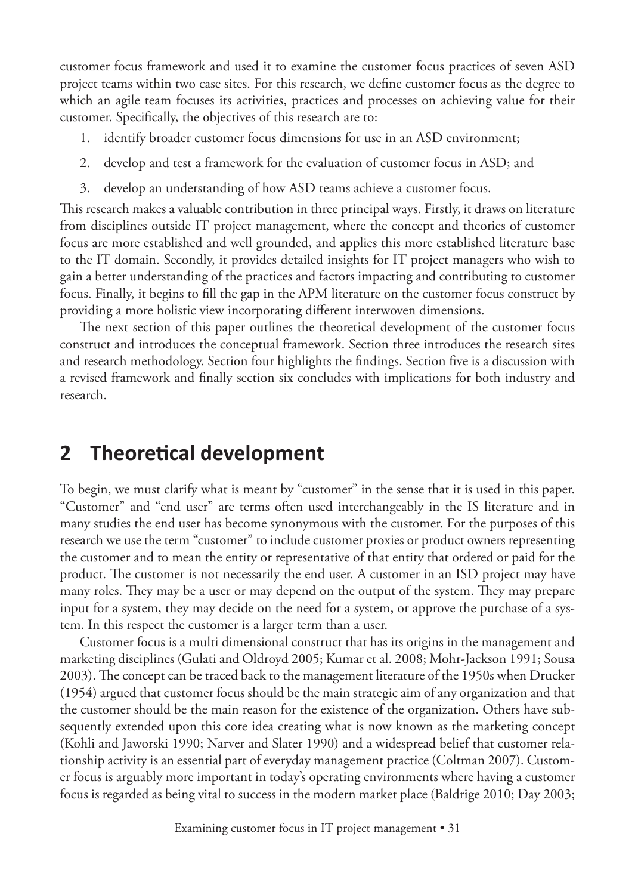customer focus framework and used it to examine the customer focus practices of seven ASD project teams within two case sites. For this research, we define customer focus as the degree to which an agile team focuses its activities, practices and processes on achieving value for their customer. Specifically, the objectives of this research are to:

1. identify broader customer focus dimensions for use in an ASD environment;
2. develop and test a framework for the evaluation of customer focus in ASD; and
3. develop an understanding of how ASD teams achieve a customer focus.

This research makes a valuable contribution in three principal ways. Firstly, it draws on literature from disciplines outside IT project management, where the concept and theories of customer focus are more established and well grounded, and applies this more established literature base to the IT domain. Secondly, it provides detailed insights for IT project managers who wish to gain a better understanding of the practices and factors impacting and contributing to customer focus. Finally, it begins to fill the gap in the APM literature on the customer focus construct by providing a more holistic view incorporating different interwoven dimensions.

The next section of this paper outlines the theoretical development of the customer focus construct and introduces the conceptual framework. Section three introduces the research sites and research methodology. Section four highlights the findings. Section five is a discussion with a revised framework and finally section six concludes with implications for both industry and research.

## 2 Theoretical development

To begin, we must clarify what is meant by "customer" in the sense that it is used in this paper. "Customer" and "end user" are terms often used interchangeably in the IS literature and in many studies the end user has become synonymous with the customer. For the purposes of this research we use the term "customer" to include customer proxies or product owners representing the customer and to mean the entity or representative of that entity that ordered or paid for the product. The customer is not necessarily the end user. A customer in an ISD project may have many roles. They may be a user or may depend on the output of the system. They may prepare input for a system, they may decide on the need for a system, or approve the purchase of a system. In this respect the customer is a larger term than a user.

Customer focus is a multi dimensional construct that has its origins in the management and marketing disciplines (Gulati and Oldroyd 2005; Kumar et al. 2008; Mohr-Jackson 1991; Sousa 2003). The concept can be traced back to the management literature of the 1950s when Drucker (1954) argued that customer focus should be the main strategic aim of any organization and that the customer should be the main reason for the existence of the organization. Others have subsequently extended upon this core idea creating what is now known as the marketing concept (Kohli and Jaworski 1990; Narver and Slater 1990) and a widespread belief that customer relationship activity is an essential part of everyday management practice (Coltman 2007). Customer focus is arguably more important in today's operating environments where having a customer focus is regarded as being vital to success in the modern market place (Baldrige 2010; Day 2003;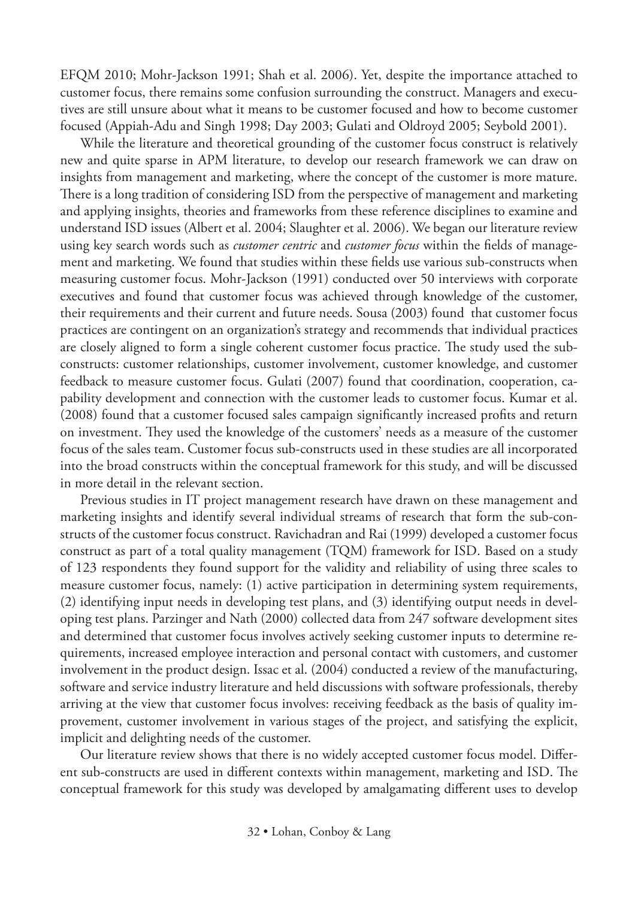EFQM 2010; Mohr-Jackson 1991; Shah et al. 2006). Yet, despite the importance attached to customer focus, there remains some confusion surrounding the construct. Managers and executives are still unsure about what it means to be customer focused and how to become customer focused (Appiah-Adu and Singh 1998; Day 2003; Gulati and Oldroyd 2005; Seybold 2001).

While the literature and theoretical grounding of the customer focus construct is relatively new and quite sparse in APM literature, to develop our research framework we can draw on insights from management and marketing, where the concept of the customer is more mature. There is a long tradition of considering ISD from the perspective of management and marketing and applying insights, theories and frameworks from these reference disciplines to examine and understand ISD issues (Albert et al. 2004; Slaughter et al. 2006). We began our literature review using key search words such as *customer centric* and *customer focus* within the fields of management and marketing. We found that studies within these fields use various sub-constructs when measuring customer focus. Mohr-Jackson (1991) conducted over 50 interviews with corporate executives and found that customer focus was achieved through knowledge of the customer, their requirements and their current and future needs. Sousa (2003) found that customer focus practices are contingent on an organization's strategy and recommends that individual practices are closely aligned to form a single coherent customer focus practice. The study used the sub-constructs: customer relationships, customer involvement, customer knowledge, and customer feedback to measure customer focus. Gulati (2007) found that coordination, cooperation, capability development and connection with the customer leads to customer focus. Kumar et al. (2008) found that a customer focused sales campaign significantly increased profits and return on investment. They used the knowledge of the customers' needs as a measure of the customer focus of the sales team. Customer focus sub-constructs used in these studies are all incorporated into the broad constructs within the conceptual framework for this study, and will be discussed in more detail in the relevant section.

Previous studies in IT project management research have drawn on these management and marketing insights and identify several individual streams of research that form the sub-constructs of the customer focus construct. Ravichadran and Rai (1999) developed a customer focus construct as part of a total quality management (TQM) framework for ISD. Based on a study of 123 respondents they found support for the validity and reliability of using three scales to measure customer focus, namely: (1) active participation in determining system requirements, (2) identifying input needs in developing test plans, and (3) identifying output needs in developing test plans. Parzinger and Nath (2000) collected data from 247 software development sites and determined that customer focus involves actively seeking customer inputs to determine requirements, increased employee interaction and personal contact with customers, and customer involvement in the product design. Issac et al. (2004) conducted a review of the manufacturing, software and service industry literature and held discussions with software professionals, thereby arriving at the view that customer focus involves: receiving feedback as the basis of quality improvement, customer involvement in various stages of the project, and satisfying the explicit, implicit and delighting needs of the customer.

Our literature review shows that there is no widely accepted customer focus model. Different sub-constructs are used in different contexts within management, marketing and ISD. The conceptual framework for this study was developed by amalgamating different uses to develop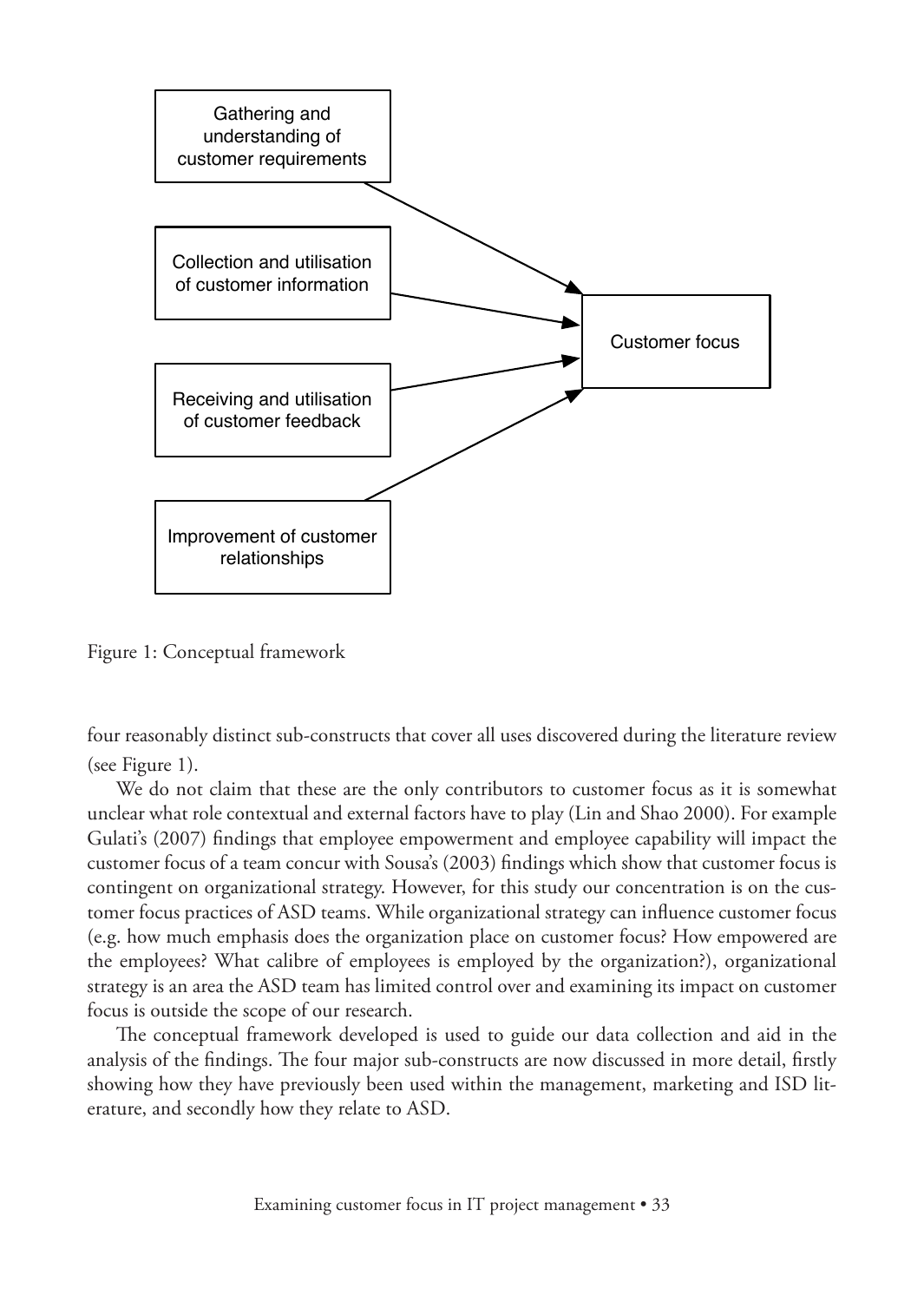Gathering and understanding of customer requirements

Collection and utilisation of customer information

Receiving and utilisation of customer feedback

Improvement of customer relationships

Customer focus

Figure 1: Conceptual framework

four reasonably distinct sub-constructs that cover all uses discovered during the literature review (see Figure 1).

We do not claim that these are the only contributors to customer focus as it is somewhat unclear what role contextual and external factors have to play (Lin and Shao 2000). For example Gulati's (2007) findings that employee empowerment and employee capability will impact the customer focus of a team concur with Sousa's (2003) findings which show that customer focus is contingent on organizational strategy. However, for this study our concentration is on the customer focus practices of ASD teams. While organizational strategy can influence customer focus (e.g. how much emphasis does the organization place on customer focus? How empowered are the employees? What calibre of employees is employed by the organization?), organizational strategy is an area the ASD team has limited control over and examining its impact on customer focus is outside the scope of our research.

The conceptual framework developed is used to guide our data collection and aid in the analysis of the findings. The four major sub-constructs are now discussed in more detail, firstly showing how they have previously been used within the management, marketing and ISD literature, and secondly how they relate to ASD.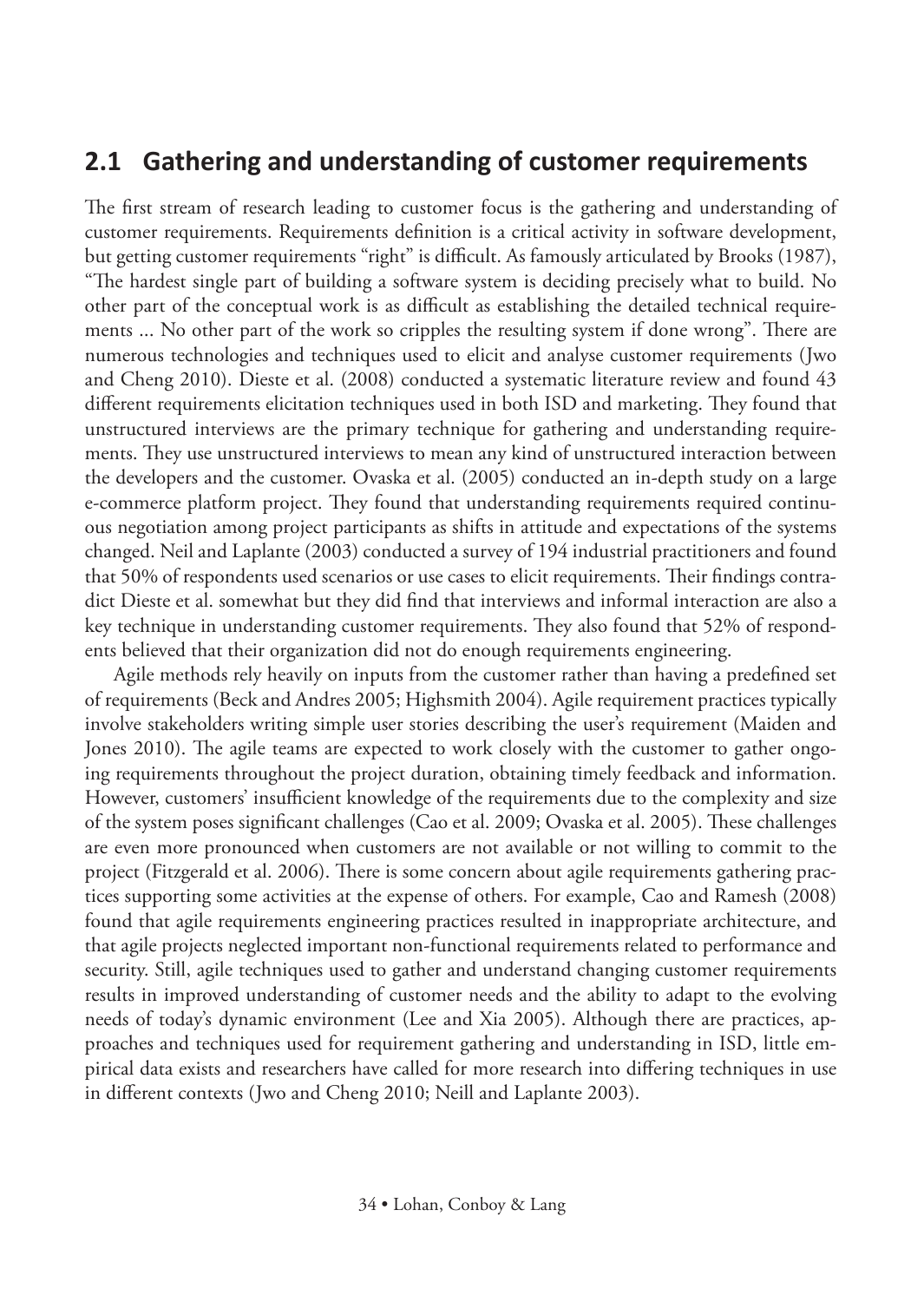## 2.1 Gathering and understanding of customer requirements

The first stream of research leading to customer focus is the gathering and understanding of customer requirements. Requirements definition is a critical activity in software development, but getting customer requirements "right" is difficult. As famously articulated by Brooks (1987), "The hardest single part of building a software system is deciding precisely what to build. No other part of the conceptual work is as difficult as establishing the detailed technical requirements ... No other part of the work so cripples the resulting system if done wrong". There are numerous technologies and techniques used to elicit and analyse customer requirements (Jwo and Cheng 2010). Dieste et al. (2008) conducted a systematic literature review and found 43 different requirements elicitation techniques used in both ISD and marketing. They found that unstructured interviews are the primary technique for gathering and understanding requirements. They use unstructured interviews to mean any kind of unstructured interaction between the developers and the customer. Ovaska et al. (2005) conducted an in-depth study on a large e-commerce platform project. They found that understanding requirements required continuous negotiation among project participants as shifts in attitude and expectations of the systems changed. Neil and Laplante (2003) conducted a survey of 194 industrial practitioners and found that 50% of respondents used scenarios or use cases to elicit requirements. Their findings contradict Dieste et al. somewhat but they did find that interviews and informal interaction are also a key technique in understanding customer requirements. They also found that 52% of respondents believed that their organization did not do enough requirements engineering.

Agile methods rely heavily on inputs from the customer rather than having a predefined set of requirements (Beck and Andres 2005; Highsmith 2004). Agile requirement practices typically involve stakeholders writing simple user stories describing the user's requirement (Maiden and Jones 2010). The agile teams are expected to work closely with the customer to gather ongoing requirements throughout the project duration, obtaining timely feedback and information. However, customers' insufficient knowledge of the requirements due to the complexity and size of the system poses significant challenges (Cao et al. 2009; Ovaska et al. 2005). These challenges are even more pronounced when customers are not available or not willing to commit to the project (Fitzgerald et al. 2006). There is some concern about agile requirements gathering practices supporting some activities at the expense of others. For example, Cao and Ramesh (2008) found that agile requirements engineering practices resulted in inappropriate architecture, and that agile projects neglected important non-functional requirements related to performance and security. Still, agile techniques used to gather and understand changing customer requirements results in improved understanding of customer needs and the ability to adapt to the evolving needs of today's dynamic environment (Lee and Xia 2005). Although there are practices, approaches and techniques used for requirement gathering and understanding in ISD, little empirical data exists and researchers have called for more research into differing techniques in use in different contexts (Jwo and Cheng 2010; Neill and Laplante 2003).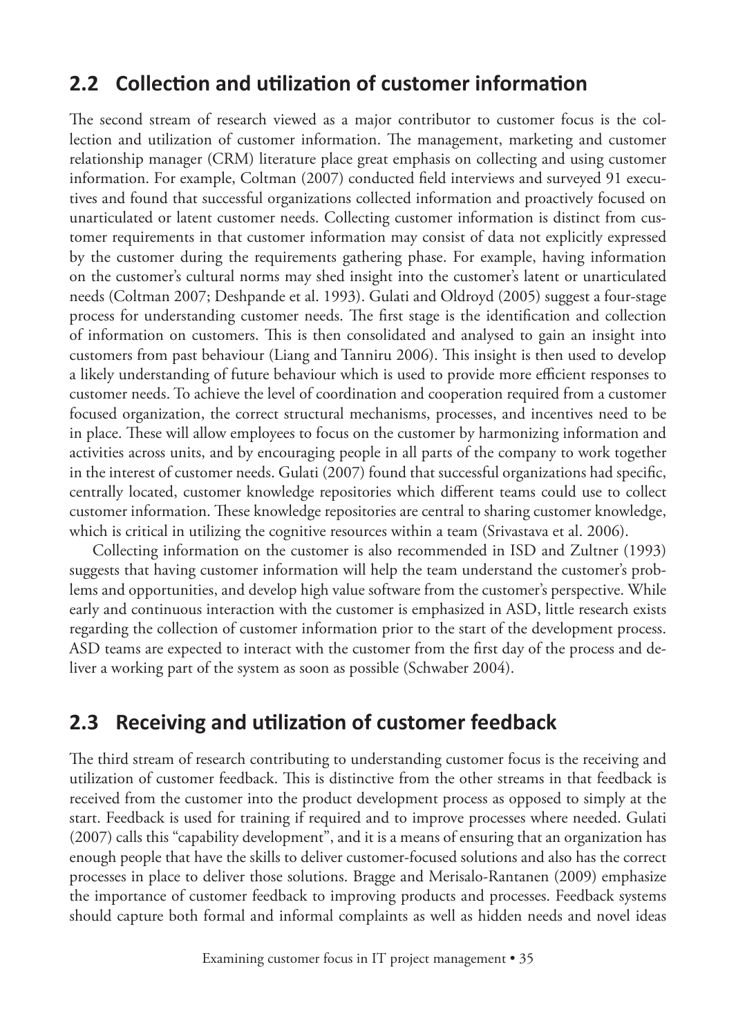## 2.2 Collection and utilization of customer information

The second stream of research viewed as a major contributor to customer focus is the collection and utilization of customer information. The management, marketing and customer relationship manager (CRM) literature place great emphasis on collecting and using customer information. For example, Coltman (2007) conducted field interviews and surveyed 91 executives and found that successful organizations collected information and proactively focused on unarticulated or latent customer needs. Collecting customer information is distinct from customer requirements in that customer information may consist of data not explicitly expressed by the customer during the requirements gathering phase. For example, having information on the customer's cultural norms may shed insight into the customer's latent or unarticulated needs (Coltman 2007; Deshpande et al. 1993). Gulati and Oldroyd (2005) suggest a four-stage process for understanding customer needs. The first stage is the identification and collection of information on customers. This is then consolidated and analysed to gain an insight into customers from past behaviour (Liang and Tanniru 2006). This insight is then used to develop a likely understanding of future behaviour which is used to provide more efficient responses to customer needs. To achieve the level of coordination and cooperation required from a customer focused organization, the correct structural mechanisms, processes, and incentives need to be in place. These will allow employees to focus on the customer by harmonizing information and activities across units, and by encouraging people in all parts of the company to work together in the interest of customer needs. Gulati (2007) found that successful organizations had specific, centrally located, customer knowledge repositories which different teams could use to collect customer information. These knowledge repositories are central to sharing customer knowledge, which is critical in utilizing the cognitive resources within a team (Srivastava et al. 2006).

Collecting information on the customer is also recommended in ISD and Zultner (1993) suggests that having customer information will help the team understand the customer's problems and opportunities, and develop high value software from the customer's perspective. While early and continuous interaction with the customer is emphasized in ASD, little research exists regarding the collection of customer information prior to the start of the development process. ASD teams are expected to interact with the customer from the first day of the process and deliver a working part of the system as soon as possible (Schwaber 2004).

## 2.3 Receiving and utilization of customer feedback

The third stream of research contributing to understanding customer focus is the receiving and utilization of customer feedback. This is distinctive from the other streams in that feedback is received from the customer into the product development process as opposed to simply at the start. Feedback is used for training if required and to improve processes where needed. Gulati (2007) calls this "capability development", and it is a means of ensuring that an organization has enough people that have the skills to deliver customer-focused solutions and also has the correct processes in place to deliver those solutions. Bragge and Merisalo-Rantanen (2009) emphasize the importance of customer feedback to improving products and processes. Feedback systems should capture both formal and informal complaints as well as hidden needs and novel ideas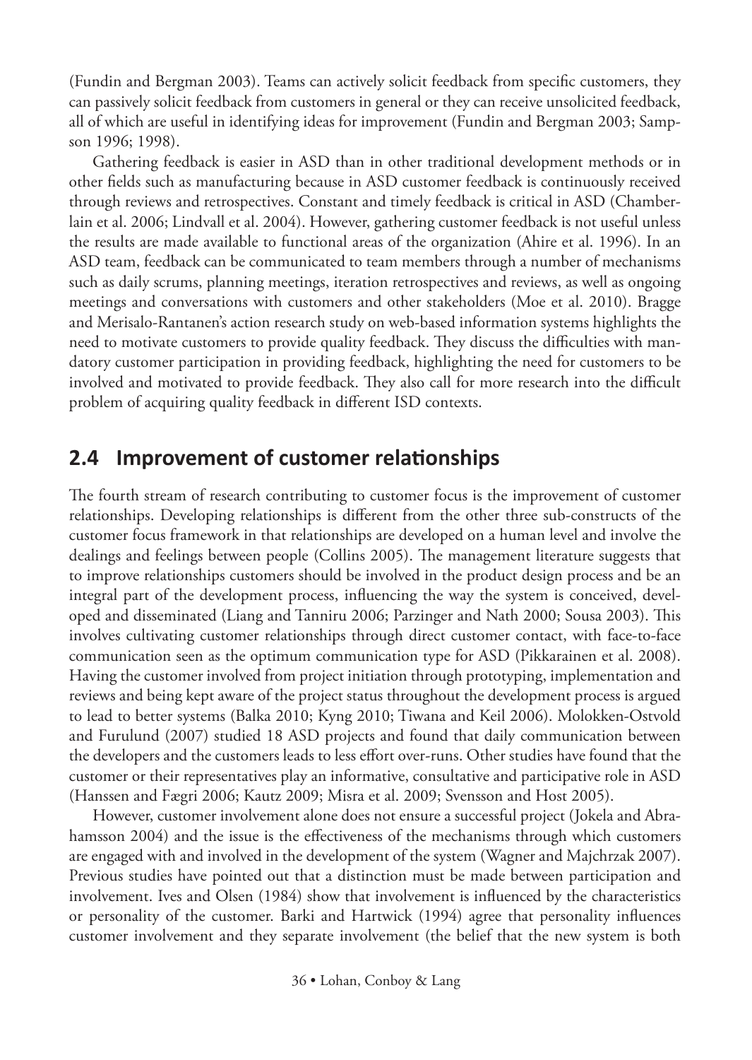(Fundin and Bergman 2003). Teams can actively solicit feedback from specific customers, they can passively solicit feedback from customers in general or they can receive unsolicited feedback, all of which are useful in identifying ideas for improvement (Fundin and Bergman 2003; Sampson 1996; 1998).

Gathering feedback is easier in ASD than in other traditional development methods or in other fields such as manufacturing because in ASD customer feedback is continuously received through reviews and retrospectives. Constant and timely feedback is critical in ASD (Chamberlain et al. 2006; Lindvall et al. 2004). However, gathering customer feedback is not useful unless the results are made available to functional areas of the organization (Ahire et al. 1996). In an ASD team, feedback can be communicated to team members through a number of mechanisms such as daily scrums, planning meetings, iteration retrospectives and reviews, as well as ongoing meetings and conversations with customers and other stakeholders (Moe et al. 2010). Bragge and Merisalo-Rantanen's action research study on web-based information systems highlights the need to motivate customers to provide quality feedback. They discuss the difficulties with mandatory customer participation in providing feedback, highlighting the need for customers to be involved and motivated to provide feedback. They also call for more research into the difficult problem of acquiring quality feedback in different ISD contexts.

## 2.4 Improvement of customer relationships

The fourth stream of research contributing to customer focus is the improvement of customer relationships. Developing relationships is different from the other three sub-constructs of the customer focus framework in that relationships are developed on a human level and involve the dealings and feelings between people (Collins 2005). The management literature suggests that to improve relationships customers should be involved in the product design process and be an integral part of the development process, influencing the way the system is conceived, developed and disseminated (Liang and Tanniru 2006; Parzinger and Nath 2000; Sousa 2003). This involves cultivating customer relationships through direct customer contact, with face-to-face communication seen as the optimum communication type for ASD (Pikkarainen et al. 2008). Having the customer involved from project initiation through prototyping, implementation and reviews and being kept aware of the project status throughout the development process is argued to lead to better systems (Balka 2010; Kyng 2010; Tiwana and Keil 2006). Molokken-Ostvold and Furulund (2007) studied 18 ASD projects and found that daily communication between the developers and the customers leads to less effort over-runs. Other studies have found that the customer or their representatives play an informative, consultative and participative role in ASD (Hanssen and Fægri 2006; Kautz 2009; Misra et al. 2009; Svensson and Host 2005).

However, customer involvement alone does not ensure a successful project (Jokela and Abrahamsson 2004) and the issue is the effectiveness of the mechanisms through which customers are engaged with and involved in the development of the system (Wagner and Majchrzak 2007). Previous studies have pointed out that a distinction must be made between participation and involvement. Ives and Olsen (1984) show that involvement is influenced by the characteristics or personality of the customer. Barki and Hartwick (1994) agree that personality influences customer involvement and they separate involvement (the belief that the new system is both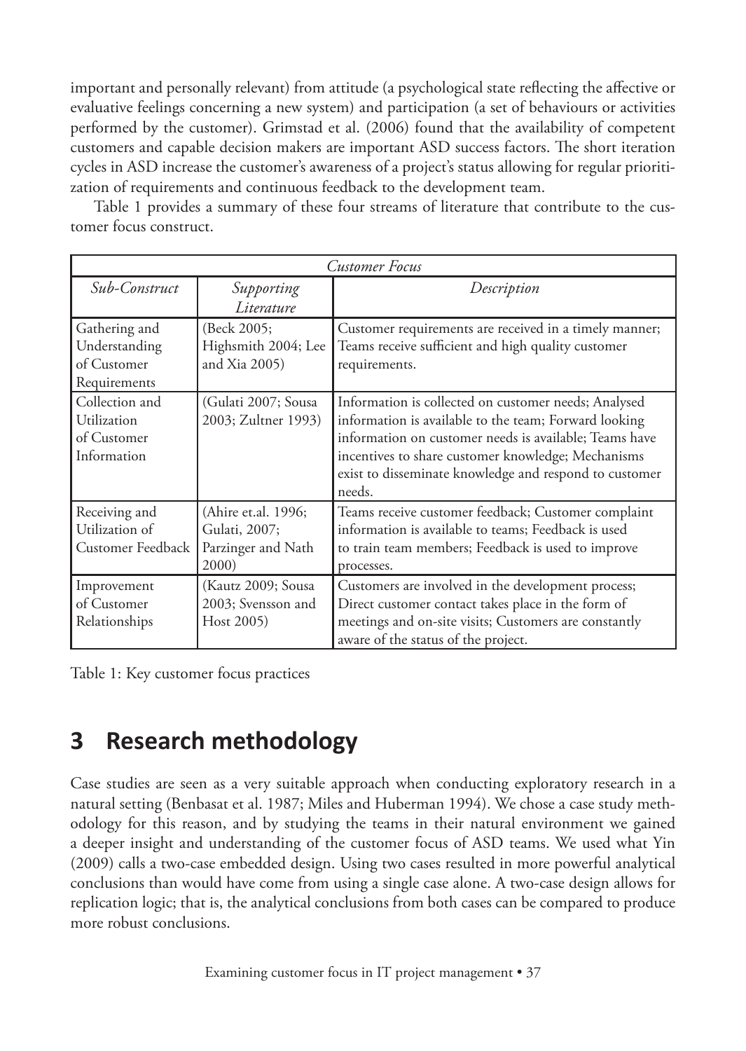important and personally relevant) from attitude (a psychological state reflecting the affective or evaluative feelings concerning a new system) and participation (a set of behaviours or activities performed by the customer). Grimstad et al. (2006) found that the availability of competent customers and capable decision makers are important ASD success factors. The short iteration cycles in ASD increase the customer's awareness of a project's status allowing for regular prioritization of requirements and continuous feedback to the development team.

Table 1 provides a summary of these four streams of literature that contribute to the customer focus construct.

| *Customer Focus* | | |
|---|---|---|
| *Sub-Construct* | *Supporting Literature* | *Description* |
| Gathering and Understanding of Customer Requirements | (Beck 2005; Highsmith 2004; Lee and Xia 2005) | Customer requirements are received in a timely manner; Teams receive sufficient and high quality customer requirements. |
| Collection and Utilization of Customer Information | (Gulati 2007; Sousa 2003; Zultner 1993) | Information is collected on customer needs; Analysed information is available to the team; Forward looking information on customer needs is available; Teams have incentives to share customer knowledge; Mechanisms exist to disseminate knowledge and respond to customer needs. |
| Receiving and Utilization of Customer Feedback | (Ahire et.al. 1996; Gulati, 2007; Parzinger and Nath 2000) | Teams receive customer feedback; Customer complaint information is available to teams; Feedback is used to train team members; Feedback is used to improve processes. |
| Improvement of Customer Relationships | (Kautz 2009; Sousa 2003; Svensson and Host 2005) | Customers are involved in the development process; Direct customer contact takes place in the form of meetings and on-site visits; Customers are constantly aware of the status of the project. |

Table 1: Key customer focus practices

## 3 Research methodology

Case studies are seen as a very suitable approach when conducting exploratory research in a natural setting (Benbasat et al. 1987; Miles and Huberman 1994). We chose a case study methodology for this reason, and by studying the teams in their natural environment we gained a deeper insight and understanding of the customer focus of ASD teams. We used what Yin (2009) calls a two-case embedded design. Using two cases resulted in more powerful analytical conclusions than would have come from using a single case alone. A two-case design allows for replication logic; that is, the analytical conclusions from both cases can be compared to produce more robust conclusions.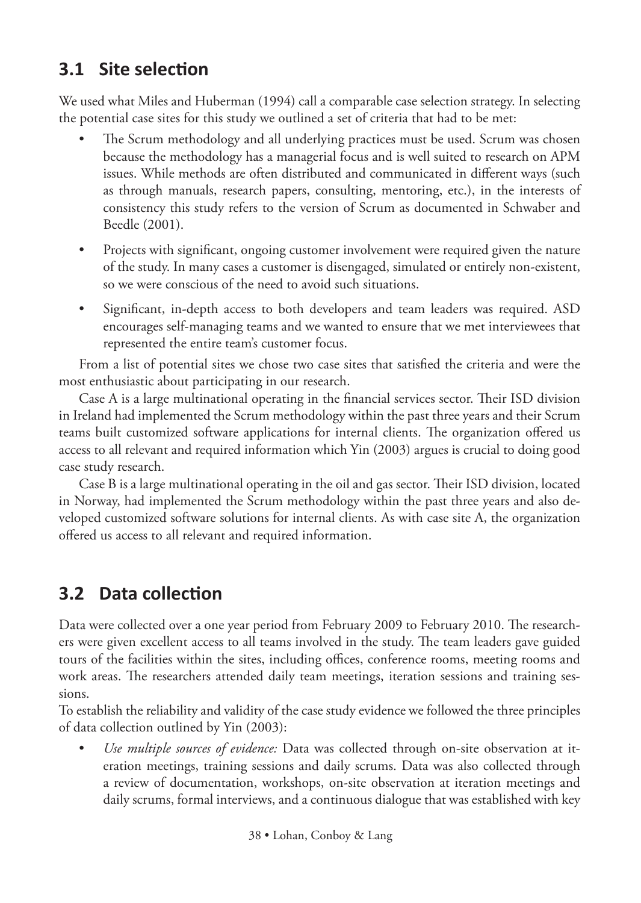## 3.1 Site selection

We used what Miles and Huberman (1994) call a comparable case selection strategy. In selecting the potential case sites for this study we outlined a set of criteria that had to be met:

- The Scrum methodology and all underlying practices must be used. Scrum was chosen because the methodology has a managerial focus and is well suited to research on APM issues. While methods are often distributed and communicated in different ways (such as through manuals, research papers, consulting, mentoring, etc.), in the interests of consistency this study refers to the version of Scrum as documented in Schwaber and Beedle (2001).
- Projects with significant, ongoing customer involvement were required given the nature of the study. In many cases a customer is disengaged, simulated or entirely non-existent, so we were conscious of the need to avoid such situations.
- Significant, in-depth access to both developers and team leaders was required. ASD encourages self-managing teams and we wanted to ensure that we met interviewees that represented the entire team's customer focus.

From a list of potential sites we chose two case sites that satisfied the criteria and were the most enthusiastic about participating in our research.

Case A is a large multinational operating in the financial services sector. Their ISD division in Ireland had implemented the Scrum methodology within the past three years and their Scrum teams built customized software applications for internal clients. The organization offered us access to all relevant and required information which Yin (2003) argues is crucial to doing good case study research.

Case B is a large multinational operating in the oil and gas sector. Their ISD division, located in Norway, had implemented the Scrum methodology within the past three years and also developed customized software solutions for internal clients. As with case site A, the organization offered us access to all relevant and required information.

## 3.2 Data collection

Data were collected over a one year period from February 2009 to February 2010. The researchers were given excellent access to all teams involved in the study. The team leaders gave guided tours of the facilities within the sites, including offices, conference rooms, meeting rooms and work areas. The researchers attended daily team meetings, iteration sessions and training sessions.

To establish the reliability and validity of the case study evidence we followed the three principles of data collection outlined by Yin (2003):

- *Use multiple sources of evidence:* Data was collected through on-site observation at iteration meetings, training sessions and daily scrums. Data was also collected through a review of documentation, workshops, on-site observation at iteration meetings and daily scrums, formal interviews, and a continuous dialogue that was established with key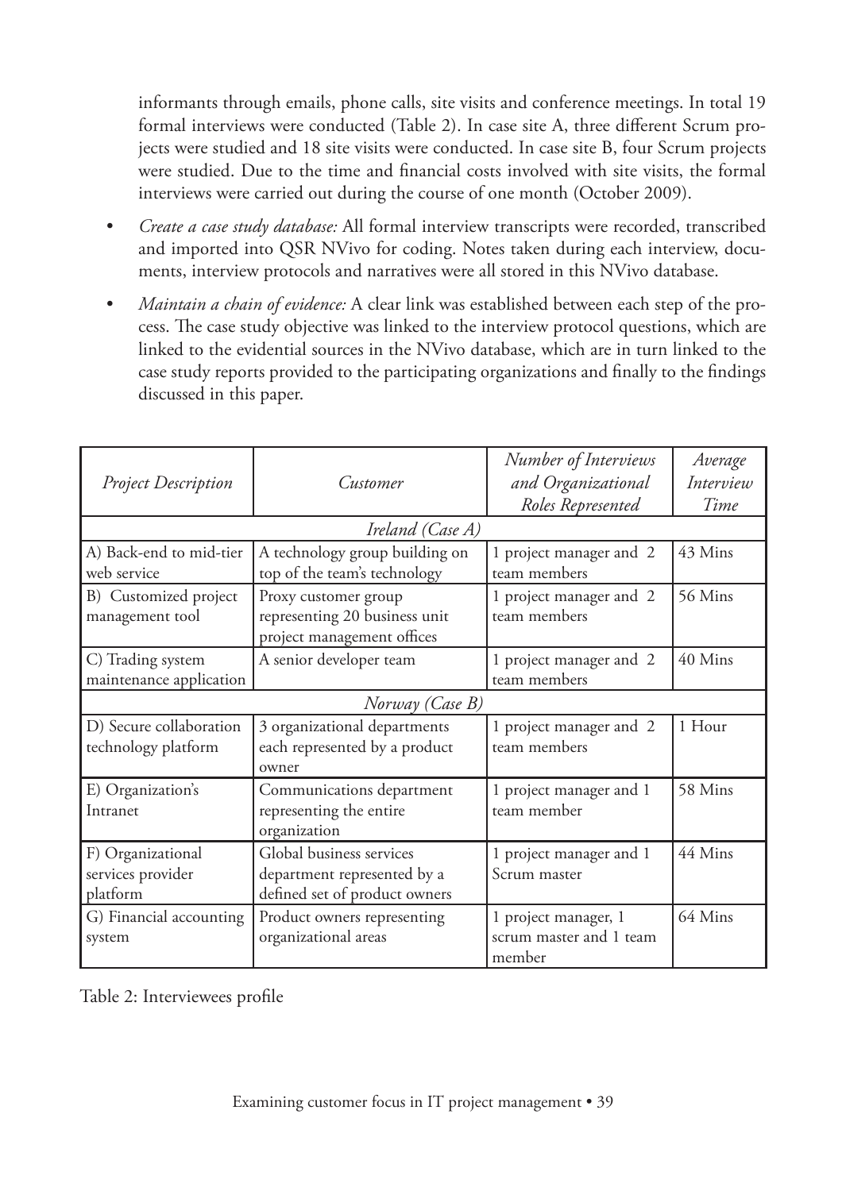informants through emails, phone calls, site visits and conference meetings. In total 19 formal interviews were conducted (Table 2). In case site A, three different Scrum projects were studied and 18 site visits were conducted. In case site B, four Scrum projects were studied. Due to the time and financial costs involved with site visits, the formal interviews were carried out during the course of one month (October 2009).

- *Create a case study database:* All formal interview transcripts were recorded, transcribed and imported into QSR NVivo for coding. Notes taken during each interview, documents, interview protocols and narratives were all stored in this NVivo database.
- *Maintain a chain of evidence:* A clear link was established between each step of the process. The case study objective was linked to the interview protocol questions, which are linked to the evidential sources in the NVivo database, which are in turn linked to the case study reports provided to the participating organizations and finally to the findings discussed in this paper.

| *Project Description* | *Customer* | *Number of Interviews and Organizational Roles Represented* | *Average Interview Time* |
|---|---|---|---|
| *Ireland (Case A)* | | | |
| A) Back-end to mid-tier web service | A technology group building on top of the team's technology | 1 project manager and 2 team members | 43 Mins |
| B) Customized project management tool | Proxy customer group representing 20 business unit project management offices | 1 project manager and 2 team members | 56 Mins |
| C) Trading system maintenance application | A senior developer team | 1 project manager and 2 team members | 40 Mins |
| *Norway (Case B)* | | | |
| D) Secure collaboration technology platform | 3 organizational departments each represented by a product owner | 1 project manager and 2 team members | 1 Hour |
| E) Organization's Intranet | Communications department representing the entire organization | 1 project manager and 1 team member | 58 Mins |
| F) Organizational services provider platform | Global business services department represented by a defined set of product owners | 1 project manager and 1 Scrum master | 44 Mins |
| G) Financial accounting system | Product owners representing organizational areas | 1 project manager, 1 scrum master and 1 team member | 64 Mins |

Table 2: Interviewees profile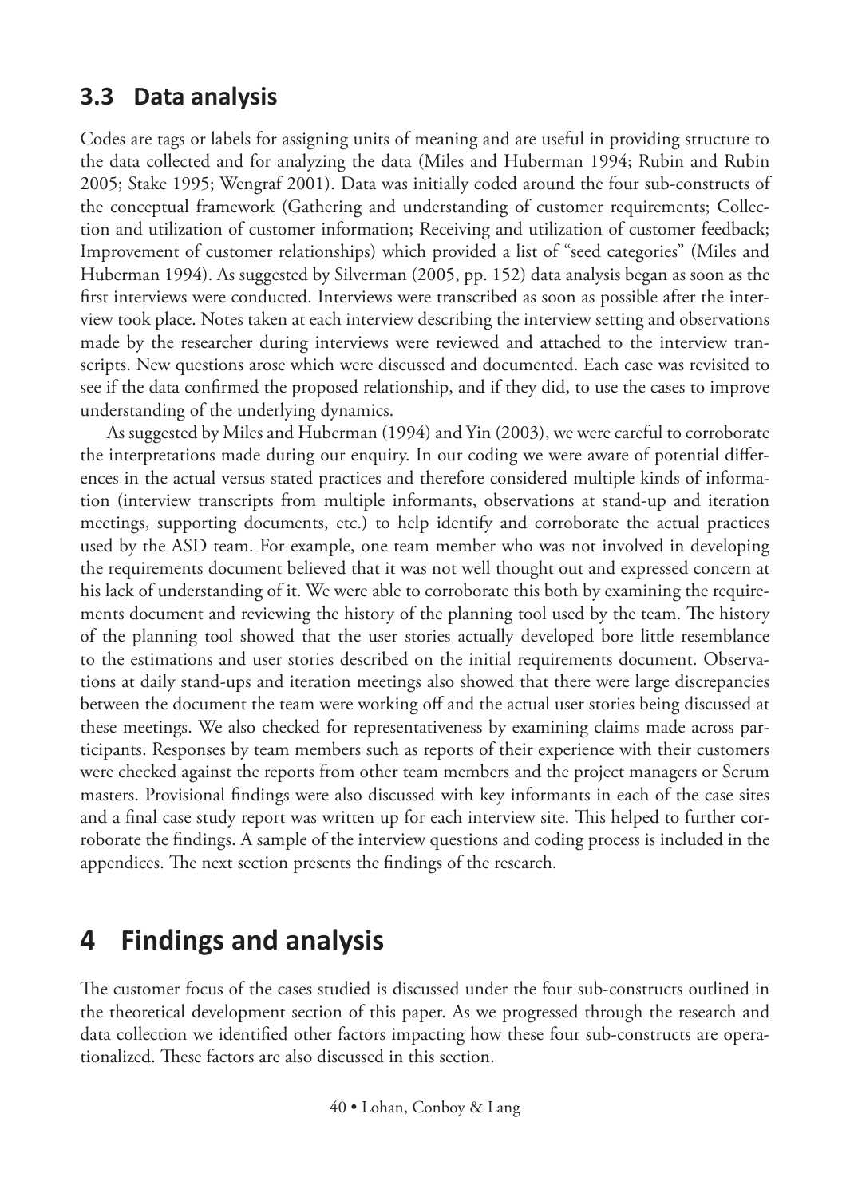## 3.3 Data analysis

Codes are tags or labels for assigning units of meaning and are useful in providing structure to the data collected and for analyzing the data (Miles and Huberman 1994; Rubin and Rubin 2005; Stake 1995; Wengraf 2001). Data was initially coded around the four sub-constructs of the conceptual framework (Gathering and understanding of customer requirements; Collection and utilization of customer information; Receiving and utilization of customer feedback; Improvement of customer relationships) which provided a list of "seed categories" (Miles and Huberman 1994). As suggested by Silverman (2005, pp. 152) data analysis began as soon as the first interviews were conducted. Interviews were transcribed as soon as possible after the interview took place. Notes taken at each interview describing the interview setting and observations made by the researcher during interviews were reviewed and attached to the interview transcripts. New questions arose which were discussed and documented. Each case was revisited to see if the data confirmed the proposed relationship, and if they did, to use the cases to improve understanding of the underlying dynamics.

As suggested by Miles and Huberman (1994) and Yin (2003), we were careful to corroborate the interpretations made during our enquiry. In our coding we were aware of potential differences in the actual versus stated practices and therefore considered multiple kinds of information (interview transcripts from multiple informants, observations at stand-up and iteration meetings, supporting documents, etc.) to help identify and corroborate the actual practices used by the ASD team. For example, one team member who was not involved in developing the requirements document believed that it was not well thought out and expressed concern at his lack of understanding of it. We were able to corroborate this both by examining the requirements document and reviewing the history of the planning tool used by the team. The history of the planning tool showed that the user stories actually developed bore little resemblance to the estimations and user stories described on the initial requirements document. Observations at daily stand-ups and iteration meetings also showed that there were large discrepancies between the document the team were working off and the actual user stories being discussed at these meetings. We also checked for representativeness by examining claims made across participants. Responses by team members such as reports of their experience with their customers were checked against the reports from other team members and the project managers or Scrum masters. Provisional findings were also discussed with key informants in each of the case sites and a final case study report was written up for each interview site. This helped to further corroborate the findings. A sample of the interview questions and coding process is included in the appendices. The next section presents the findings of the research.

# 4 Findings and analysis

The customer focus of the cases studied is discussed under the four sub-constructs outlined in the theoretical development section of this paper. As we progressed through the research and data collection we identified other factors impacting how these four sub-constructs are operationalized. These factors are also discussed in this section.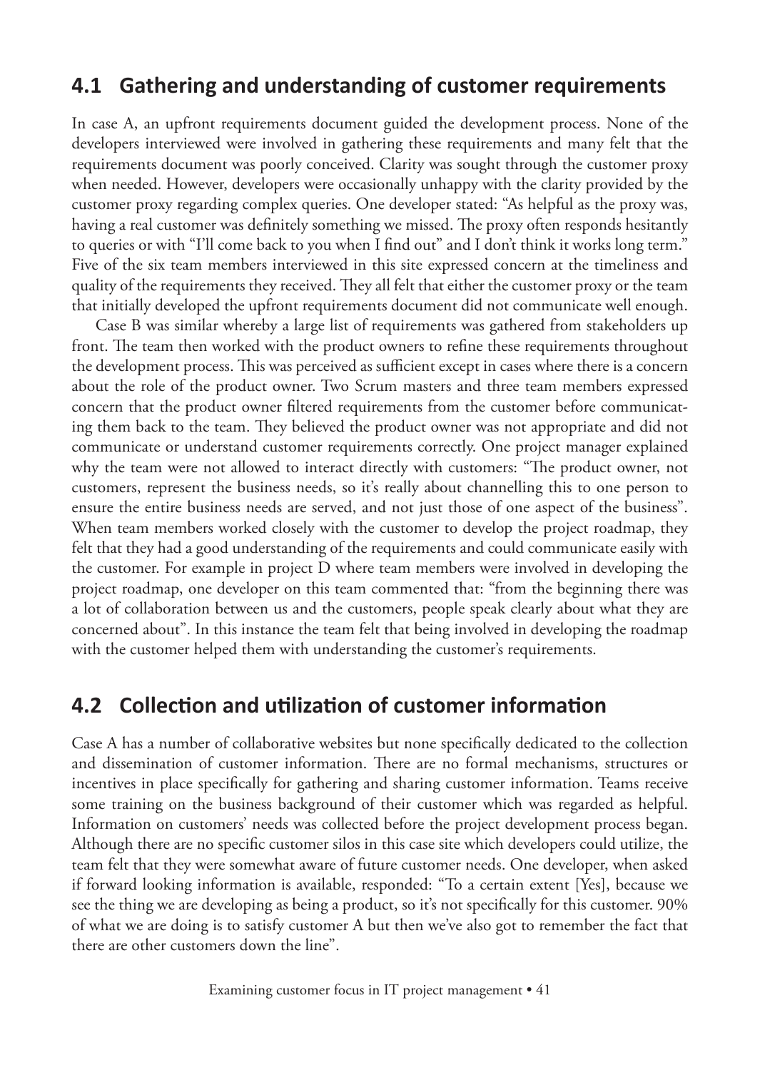## 4.1 Gathering and understanding of customer requirements

In case A, an upfront requirements document guided the development process. None of the developers interviewed were involved in gathering these requirements and many felt that the requirements document was poorly conceived. Clarity was sought through the customer proxy when needed. However, developers were occasionally unhappy with the clarity provided by the customer proxy regarding complex queries. One developer stated: "As helpful as the proxy was, having a real customer was definitely something we missed. The proxy often responds hesitantly to queries or with "I'll come back to you when I find out" and I don't think it works long term." Five of the six team members interviewed in this site expressed concern at the timeliness and quality of the requirements they received. They all felt that either the customer proxy or the team that initially developed the upfront requirements document did not communicate well enough.

Case B was similar whereby a large list of requirements was gathered from stakeholders up front. The team then worked with the product owners to refine these requirements throughout the development process. This was perceived as sufficient except in cases where there is a concern about the role of the product owner. Two Scrum masters and three team members expressed concern that the product owner filtered requirements from the customer before communicating them back to the team. They believed the product owner was not appropriate and did not communicate or understand customer requirements correctly. One project manager explained why the team were not allowed to interact directly with customers: "The product owner, not customers, represent the business needs, so it's really about channelling this to one person to ensure the entire business needs are served, and not just those of one aspect of the business". When team members worked closely with the customer to develop the project roadmap, they felt that they had a good understanding of the requirements and could communicate easily with the customer. For example in project D where team members were involved in developing the project roadmap, one developer on this team commented that: "from the beginning there was a lot of collaboration between us and the customers, people speak clearly about what they are concerned about". In this instance the team felt that being involved in developing the roadmap with the customer helped them with understanding the customer's requirements.

## 4.2 Collection and utilization of customer information

Case A has a number of collaborative websites but none specifically dedicated to the collection and dissemination of customer information. There are no formal mechanisms, structures or incentives in place specifically for gathering and sharing customer information. Teams receive some training on the business background of their customer which was regarded as helpful. Information on customers' needs was collected before the project development process began. Although there are no specific customer silos in this case site which developers could utilize, the team felt that they were somewhat aware of future customer needs. One developer, when asked if forward looking information is available, responded: "To a certain extent [Yes], because we see the thing we are developing as being a product, so it's not specifically for this customer. 90% of what we are doing is to satisfy customer A but then we've also got to remember the fact that there are other customers down the line".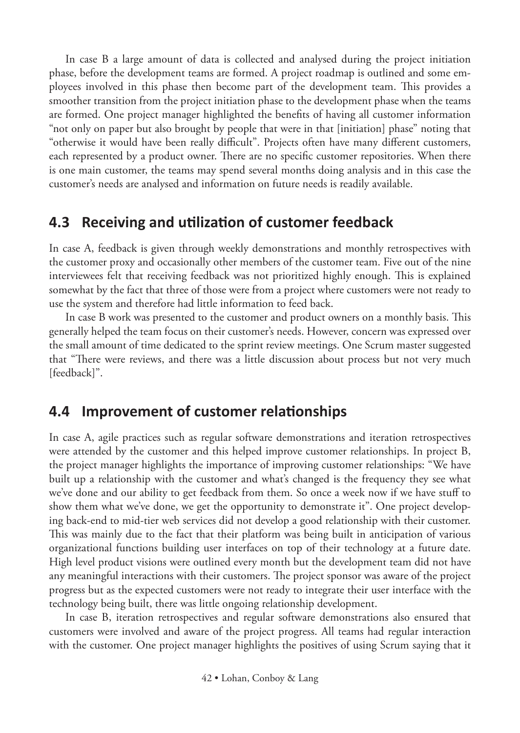In case B a large amount of data is collected and analysed during the project initiation phase, before the development teams are formed. A project roadmap is outlined and some employees involved in this phase then become part of the development team. This provides a smoother transition from the project initiation phase to the development phase when the teams are formed. One project manager highlighted the benefits of having all customer information "not only on paper but also brought by people that were in that [initiation] phase" noting that "otherwise it would have been really difficult". Projects often have many different customers, each represented by a product owner. There are no specific customer repositories. When there is one main customer, the teams may spend several months doing analysis and in this case the customer's needs are analysed and information on future needs is readily available.

## 4.3 Receiving and utilization of customer feedback

In case A, feedback is given through weekly demonstrations and monthly retrospectives with the customer proxy and occasionally other members of the customer team. Five out of the nine interviewees felt that receiving feedback was not prioritized highly enough. This is explained somewhat by the fact that three of those were from a project where customers were not ready to use the system and therefore had little information to feed back.

In case B work was presented to the customer and product owners on a monthly basis. This generally helped the team focus on their customer's needs. However, concern was expressed over the small amount of time dedicated to the sprint review meetings. One Scrum master suggested that "There were reviews, and there was a little discussion about process but not very much [feedback]".

## 4.4 Improvement of customer relationships

In case A, agile practices such as regular software demonstrations and iteration retrospectives were attended by the customer and this helped improve customer relationships. In project B, the project manager highlights the importance of improving customer relationships: "We have built up a relationship with the customer and what's changed is the frequency they see what we've done and our ability to get feedback from them. So once a week now if we have stuff to show them what we've done, we get the opportunity to demonstrate it". One project developing back-end to mid-tier web services did not develop a good relationship with their customer. This was mainly due to the fact that their platform was being built in anticipation of various organizational functions building user interfaces on top of their technology at a future date. High level product visions were outlined every month but the development team did not have any meaningful interactions with their customers. The project sponsor was aware of the project progress but as the expected customers were not ready to integrate their user interface with the technology being built, there was little ongoing relationship development.

In case B, iteration retrospectives and regular software demonstrations also ensured that customers were involved and aware of the project progress. All teams had regular interaction with the customer. One project manager highlights the positives of using Scrum saying that it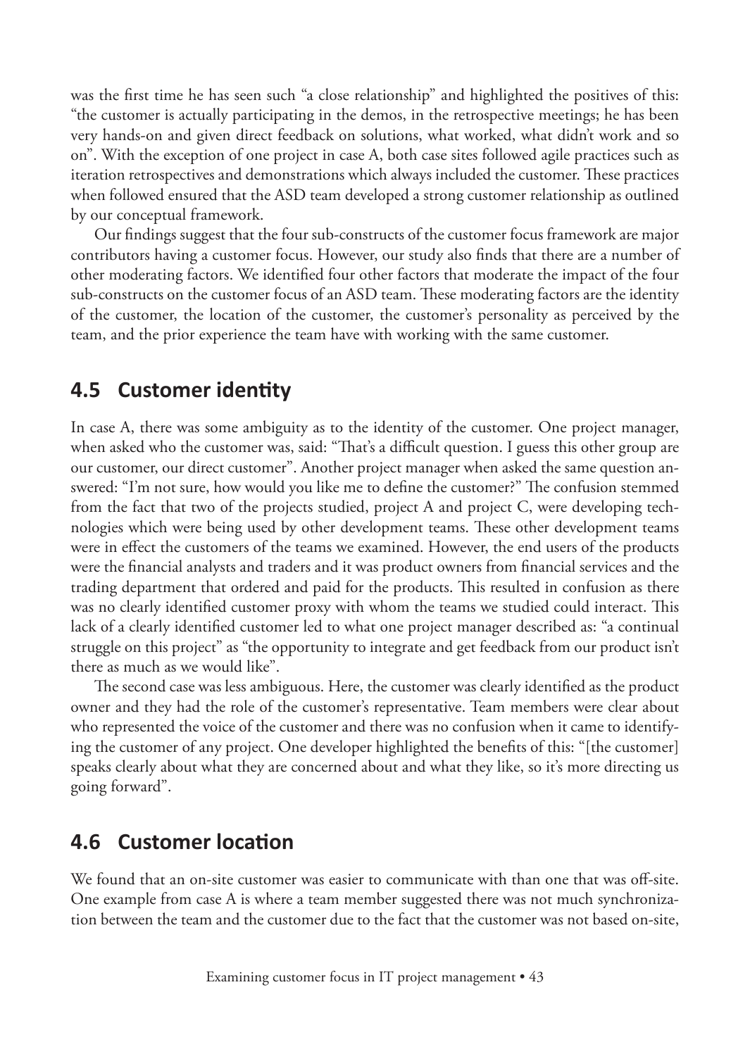was the first time he has seen such "a close relationship" and highlighted the positives of this: "the customer is actually participating in the demos, in the retrospective meetings; he has been very hands-on and given direct feedback on solutions, what worked, what didn't work and so on". With the exception of one project in case A, both case sites followed agile practices such as iteration retrospectives and demonstrations which always included the customer. These practices when followed ensured that the ASD team developed a strong customer relationship as outlined by our conceptual framework.

Our findings suggest that the four sub-constructs of the customer focus framework are major contributors having a customer focus. However, our study also finds that there are a number of other moderating factors. We identified four other factors that moderate the impact of the four sub-constructs on the customer focus of an ASD team. These moderating factors are the identity of the customer, the location of the customer, the customer's personality as perceived by the team, and the prior experience the team have with working with the same customer.

## 4.5 Customer identity

In case A, there was some ambiguity as to the identity of the customer. One project manager, when asked who the customer was, said: "That's a difficult question. I guess this other group are our customer, our direct customer". Another project manager when asked the same question answered: "I'm not sure, how would you like me to define the customer?" The confusion stemmed from the fact that two of the projects studied, project A and project C, were developing technologies which were being used by other development teams. These other development teams were in effect the customers of the teams we examined. However, the end users of the products were the financial analysts and traders and it was product owners from financial services and the trading department that ordered and paid for the products. This resulted in confusion as there was no clearly identified customer proxy with whom the teams we studied could interact. This lack of a clearly identified customer led to what one project manager described as: "a continual struggle on this project" as "the opportunity to integrate and get feedback from our product isn't there as much as we would like".

The second case was less ambiguous. Here, the customer was clearly identified as the product owner and they had the role of the customer's representative. Team members were clear about who represented the voice of the customer and there was no confusion when it came to identifying the customer of any project. One developer highlighted the benefits of this: "[the customer] speaks clearly about what they are concerned about and what they like, so it's more directing us going forward".

## 4.6 Customer location

We found that an on-site customer was easier to communicate with than one that was off-site. One example from case A is where a team member suggested there was not much synchronization between the team and the customer due to the fact that the customer was not based on-site,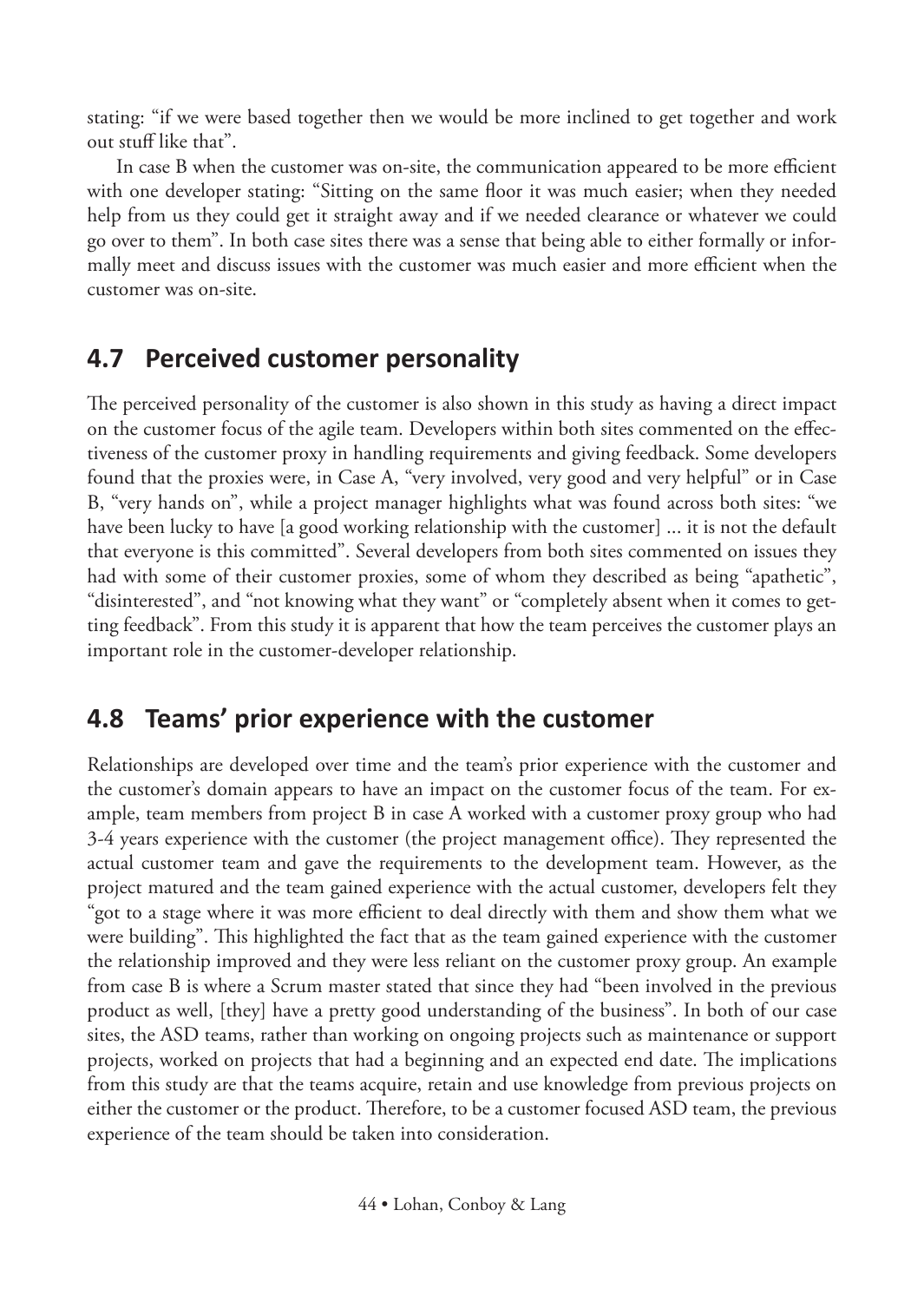stating: "if we were based together then we would be more inclined to get together and work out stuff like that".

In case B when the customer was on-site, the communication appeared to be more efficient with one developer stating: "Sitting on the same floor it was much easier; when they needed help from us they could get it straight away and if we needed clearance or whatever we could go over to them". In both case sites there was a sense that being able to either formally or informally meet and discuss issues with the customer was much easier and more efficient when the customer was on-site.

## 4.7 Perceived customer personality

The perceived personality of the customer is also shown in this study as having a direct impact on the customer focus of the agile team. Developers within both sites commented on the effectiveness of the customer proxy in handling requirements and giving feedback. Some developers found that the proxies were, in Case A, "very involved, very good and very helpful" or in Case B, "very hands on", while a project manager highlights what was found across both sites: "we have been lucky to have [a good working relationship with the customer] ... it is not the default that everyone is this committed". Several developers from both sites commented on issues they had with some of their customer proxies, some of whom they described as being "apathetic", "disinterested", and "not knowing what they want" or "completely absent when it comes to getting feedback". From this study it is apparent that how the team perceives the customer plays an important role in the customer-developer relationship.

## 4.8 Teams' prior experience with the customer

Relationships are developed over time and the team's prior experience with the customer and the customer's domain appears to have an impact on the customer focus of the team. For example, team members from project B in case A worked with a customer proxy group who had 3-4 years experience with the customer (the project management office). They represented the actual customer team and gave the requirements to the development team. However, as the project matured and the team gained experience with the actual customer, developers felt they "got to a stage where it was more efficient to deal directly with them and show them what we were building". This highlighted the fact that as the team gained experience with the customer the relationship improved and they were less reliant on the customer proxy group. An example from case B is where a Scrum master stated that since they had "been involved in the previous product as well, [they] have a pretty good understanding of the business". In both of our case sites, the ASD teams, rather than working on ongoing projects such as maintenance or support projects, worked on projects that had a beginning and an expected end date. The implications from this study are that the teams acquire, retain and use knowledge from previous projects on either the customer or the product. Therefore, to be a customer focused ASD team, the previous experience of the team should be taken into consideration.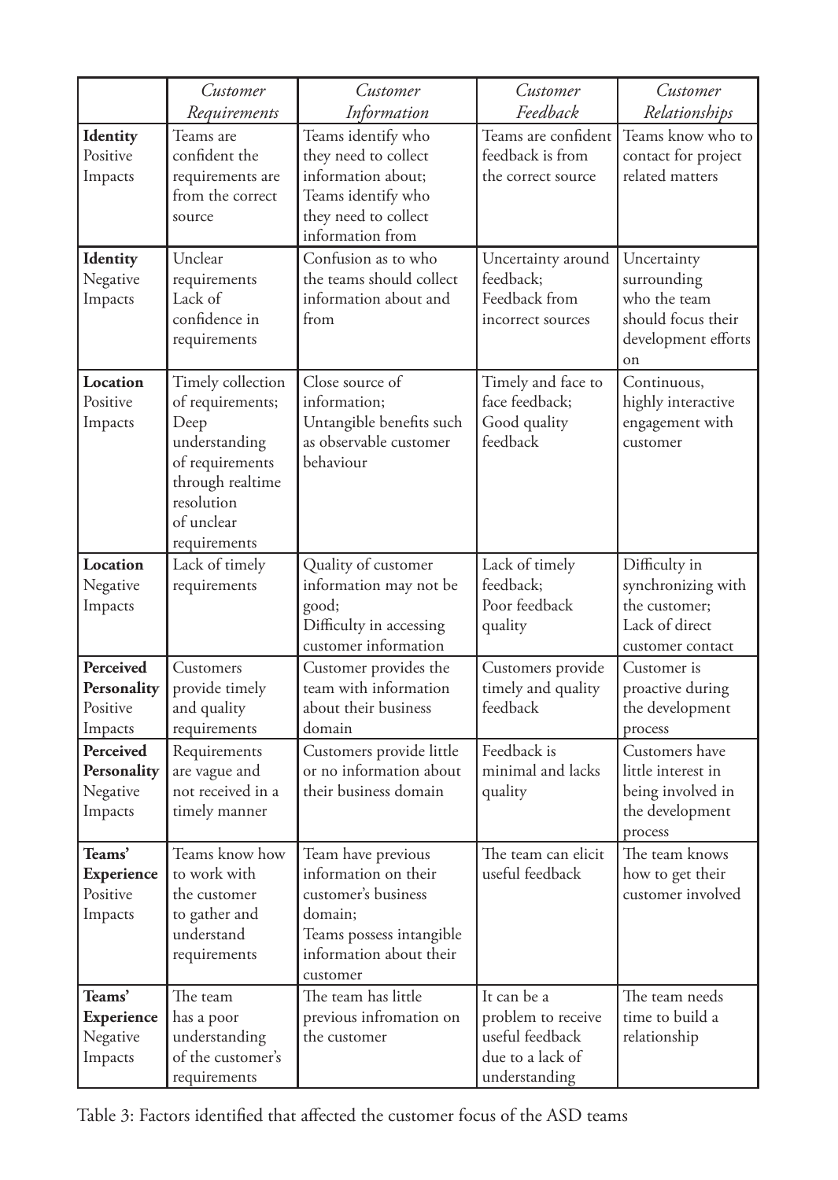| | *Customer Requirements* | *Customer Information* | *Customer Feedback* | *Customer Relationships* |
|---|---|---|---|---|
| **Identity** Positive Impacts | Teams are confident the requirements are from the correct source | Teams identify who they need to collect information about; Teams identify who they need to collect information from | Teams are confident feedback is from the correct source | Teams know who to contact for project related matters |
| **Identity** Negative Impacts | Unclear requirements Lack of confidence in requirements | Confusion as to who the teams should collect information about and from | Uncertainty around feedback; Feedback from incorrect sources | Uncertainty surrounding who the team should focus their development efforts on |
| **Location** Positive Impacts | Timely collection of requirements; Deep understanding of requirements through realtime resolution of unclear requirements | Close source of information; Untangible benefits such as observable customer behaviour | Timely and face to face feedback; Good quality feedback | Continuous, highly interactive engagement with customer |
| **Location** Negative Impacts | Lack of timely requirements | Quality of customer information may not be good; Difficulty in accessing customer information | Lack of timely feedback; Poor feedback quality | Difficulty in synchronizing with the customer; Lack of direct customer contact |
| **Perceived Personality** Positive Impacts | Customers provide timely and quality requirements | Customer provides the team with information about their business domain | Customers provide timely and quality feedback | Customer is proactive during the development process |
| **Perceived Personality** Negative Impacts | Requirements are vague and not received in a timely manner | Customers provide little or no information about their business domain | Feedback is minimal and lacks quality | Customers have little interest in being involved in the development process |
| **Teams' Experience** Positive Impacts | Teams know how to work with the customer to gather and understand requirements | Team have previous information on their customer's business domain; Teams possess intangible information about their customer | The team can elicit useful feedback | The team knows how to get their customer involved |
| **Teams' Experience** Negative Impacts | The team has a poor understanding of the customer's requirements | The team has little previous infromation on the customer | It can be a problem to receive useful feedback due to a lack of understanding | The team needs time to build a relationship |

Table 3: Factors identified that affected the customer focus of the ASD teams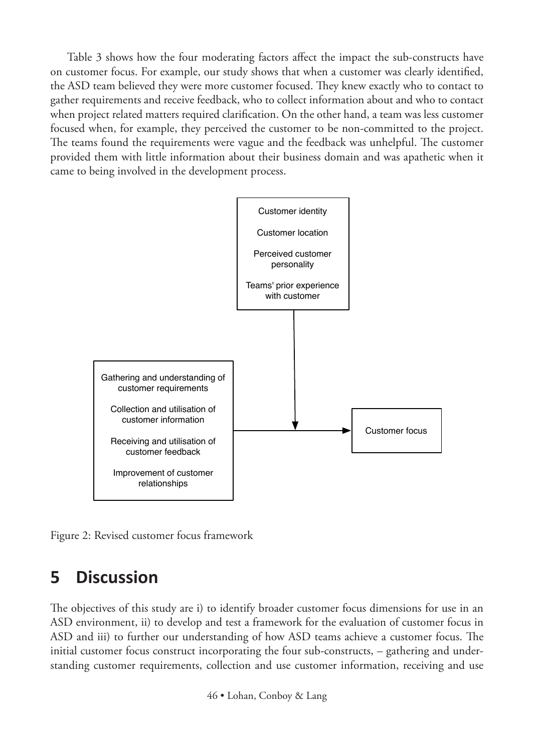Table 3 shows how the four moderating factors affect the impact the sub-constructs have on customer focus. For example, our study shows that when a customer was clearly identified, the ASD team believed they were more customer focused. They knew exactly who to contact to gather requirements and receive feedback, who to collect information about and who to contact when project related matters required clarification. On the other hand, a team was less customer focused when, for example, they perceived the customer to be non-committed to the project. The teams found the requirements were vague and the feedback was unhelpful. The customer provided them with little information about their business domain and was apathetic when it came to being involved in the development process.

Customer identity

Customer location

Perceived customer personality

Teams' prior experience with customer

Gathering and understanding of customer requirements

Collection and utilisation of customer information

Receiving and utilisation of customer feedback

Improvement of customer relationships

Customer focus

Figure 2: Revised customer focus framework

## 5 Discussion

The objectives of this study are i) to identify broader customer focus dimensions for use in an ASD environment, ii) to develop and test a framework for the evaluation of customer focus in ASD and iii) to further our understanding of how ASD teams achieve a customer focus. The initial customer focus construct incorporating the four sub-constructs, – gathering and understanding customer requirements, collection and use customer information, receiving and use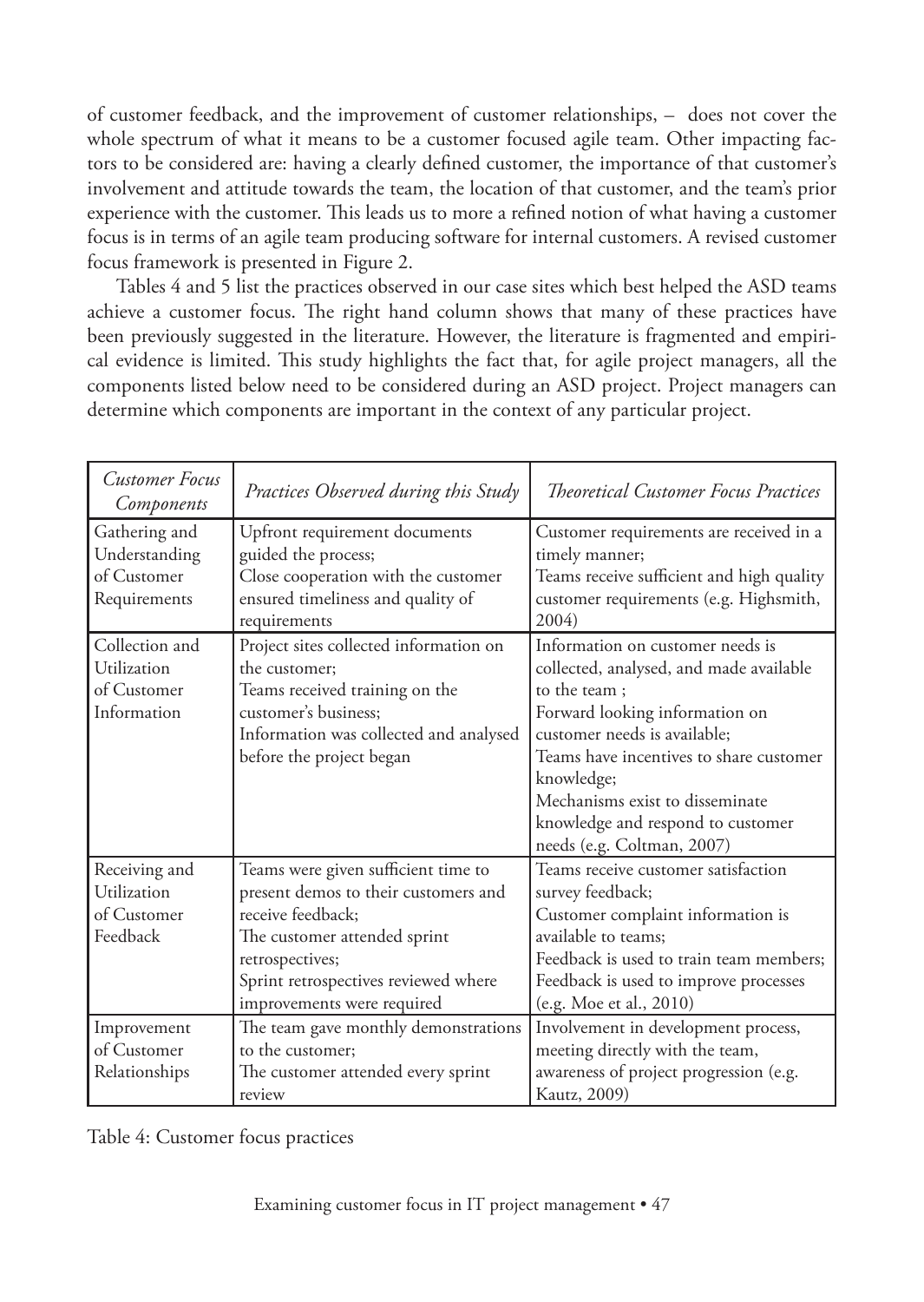of customer feedback, and the improvement of customer relationships, – does not cover the whole spectrum of what it means to be a customer focused agile team. Other impacting factors to be considered are: having a clearly defined customer, the importance of that customer's involvement and attitude towards the team, the location of that customer, and the team's prior experience with the customer. This leads us to more a refined notion of what having a customer focus is in terms of an agile team producing software for internal customers. A revised customer focus framework is presented in Figure 2.

Tables 4 and 5 list the practices observed in our case sites which best helped the ASD teams achieve a customer focus. The right hand column shows that many of these practices have been previously suggested in the literature. However, the literature is fragmented and empirical evidence is limited. This study highlights the fact that, for agile project managers, all the components listed below need to be considered during an ASD project. Project managers can determine which components are important in the context of any particular project.

| *Customer Focus Components* | *Practices Observed during this Study* | *Theoretical Customer Focus Practices* |
|---|---|---|
| Gathering and Understanding of Customer Requirements | Upfront requirement documents guided the process; Close cooperation with the customer ensured timeliness and quality of requirements | Customer requirements are received in a timely manner; Teams receive sufficient and high quality customer requirements (e.g. Highsmith, 2004) |
| Collection and Utilization of Customer Information | Project sites collected information on the customer; Teams received training on the customer's business; Information was collected and analysed before the project began | Information on customer needs is collected, analysed, and made available to the team ; Forward looking information on customer needs is available; Teams have incentives to share customer knowledge; Mechanisms exist to disseminate knowledge and respond to customer needs (e.g. Coltman, 2007) |
| Receiving and Utilization of Customer Feedback | Teams were given sufficient time to present demos to their customers and receive feedback; The customer attended sprint retrospectives; Sprint retrospectives reviewed where improvements were required | Teams receive customer satisfaction survey feedback; Customer complaint information is available to teams; Feedback is used to train team members; Feedback is used to improve processes (e.g. Moe et al., 2010) |
| Improvement of Customer Relationships | The team gave monthly demonstrations to the customer; The customer attended every sprint review | Involvement in development process, meeting directly with the team, awareness of project progression (e.g. Kautz, 2009) |

Table 4: Customer focus practices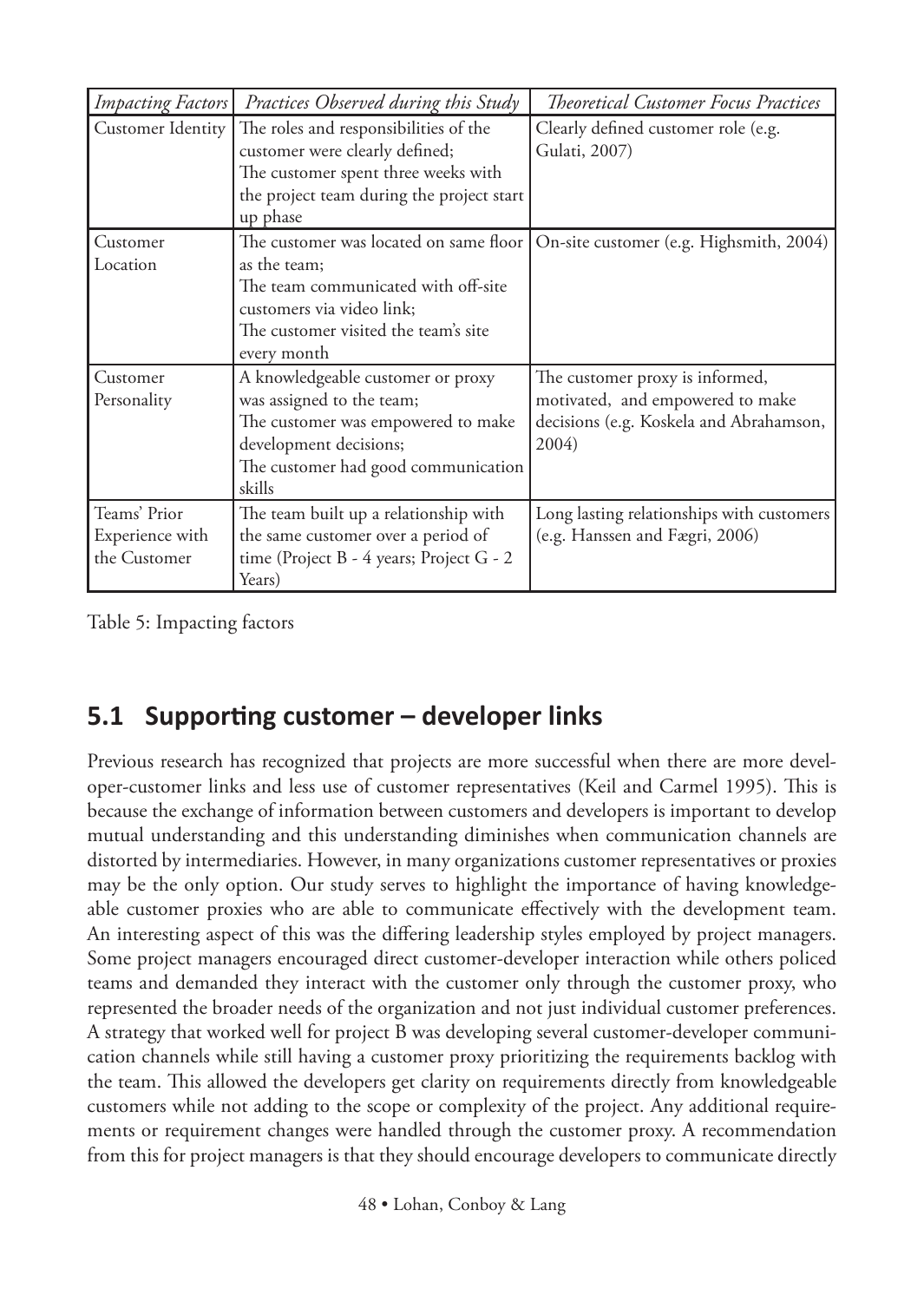| *Impacting Factors* | *Practices Observed during this Study* | *Theoretical Customer Focus Practices* |
|---|---|---|
| Customer Identity | The roles and responsibilities of the customer were clearly defined; The customer spent three weeks with the project team during the project start up phase | Clearly defined customer role (e.g. Gulati, 2007) |
| Customer Location | The customer was located on same floor as the team; The team communicated with off-site customers via video link; The customer visited the team's site every month | On-site customer (e.g. Highsmith, 2004) |
| Customer Personality | A knowledgeable customer or proxy was assigned to the team; The customer was empowered to make development decisions; The customer had good communication skills | The customer proxy is informed, motivated, and empowered to make decisions (e.g. Koskela and Abrahamson, 2004) |
| Teams' Prior Experience with the Customer | The team built up a relationship with the same customer over a period of time (Project B - 4 years; Project G - 2 Years) | Long lasting relationships with customers (e.g. Hanssen and Fægri, 2006) |

Table 5: Impacting factors

## 5.1 Supporting customer – developer links

Previous research has recognized that projects are more successful when there are more developer-customer links and less use of customer representatives (Keil and Carmel 1995). This is because the exchange of information between customers and developers is important to develop mutual understanding and this understanding diminishes when communication channels are distorted by intermediaries. However, in many organizations customer representatives or proxies may be the only option. Our study serves to highlight the importance of having knowledgeable customer proxies who are able to communicate effectively with the development team. An interesting aspect of this was the differing leadership styles employed by project managers. Some project managers encouraged direct customer-developer interaction while others policed teams and demanded they interact with the customer only through the customer proxy, who represented the broader needs of the organization and not just individual customer preferences. A strategy that worked well for project B was developing several customer-developer communication channels while still having a customer proxy prioritizing the requirements backlog with the team. This allowed the developers get clarity on requirements directly from knowledgeable customers while not adding to the scope or complexity of the project. Any additional requirements or requirement changes were handled through the customer proxy. A recommendation from this for project managers is that they should encourage developers to communicate directly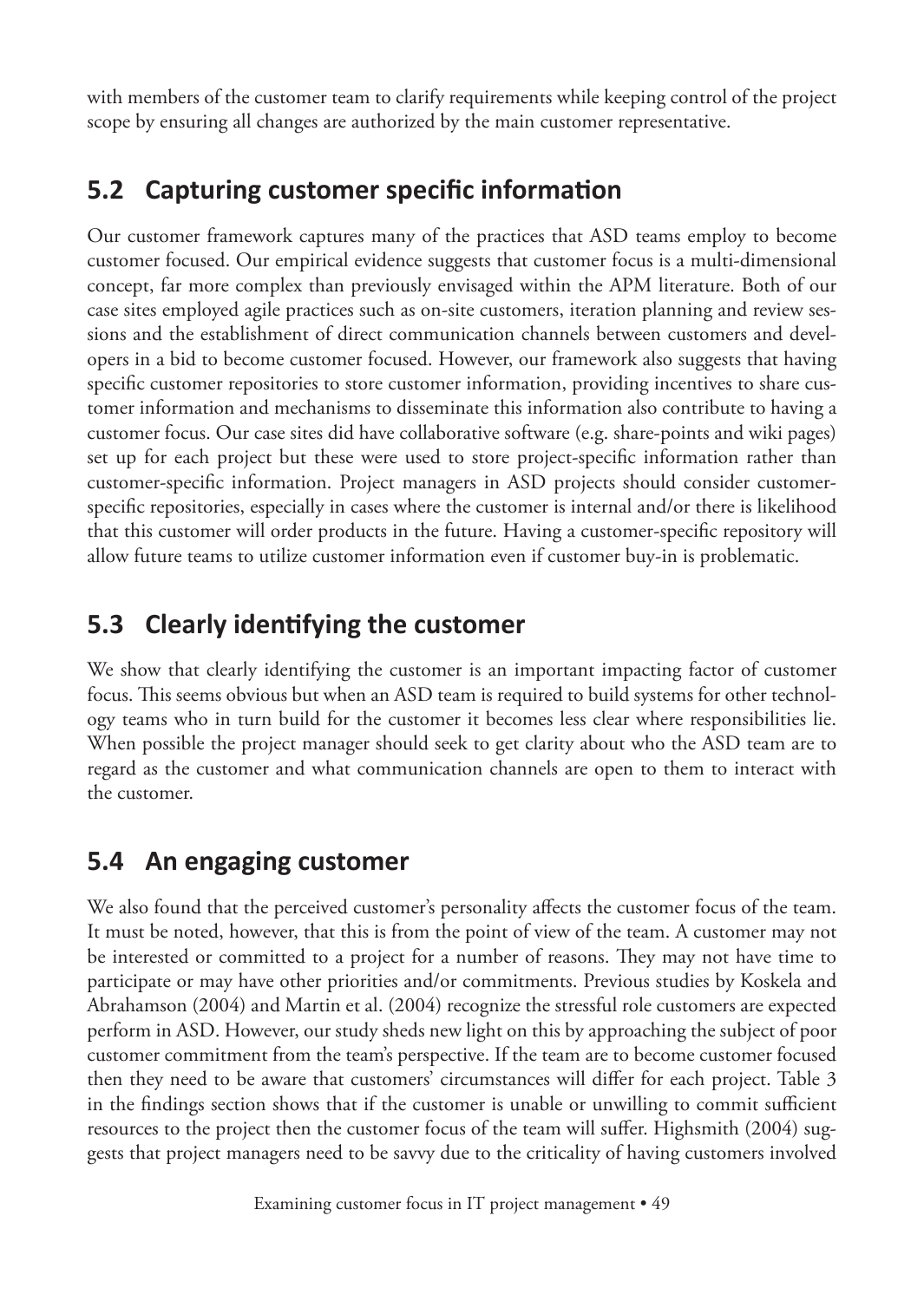with members of the customer team to clarify requirements while keeping control of the project scope by ensuring all changes are authorized by the main customer representative.

## 5.2 Capturing customer specific information

Our customer framework captures many of the practices that ASD teams employ to become customer focused. Our empirical evidence suggests that customer focus is a multi-dimensional concept, far more complex than previously envisaged within the APM literature. Both of our case sites employed agile practices such as on-site customers, iteration planning and review sessions and the establishment of direct communication channels between customers and developers in a bid to become customer focused. However, our framework also suggests that having specific customer repositories to store customer information, providing incentives to share customer information and mechanisms to disseminate this information also contribute to having a customer focus. Our case sites did have collaborative software (e.g. share-points and wiki pages) set up for each project but these were used to store project-specific information rather than customer-specific information. Project managers in ASD projects should consider customer-specific repositories, especially in cases where the customer is internal and/or there is likelihood that this customer will order products in the future. Having a customer-specific repository will allow future teams to utilize customer information even if customer buy-in is problematic.

## 5.3 Clearly identifying the customer

We show that clearly identifying the customer is an important impacting factor of customer focus. This seems obvious but when an ASD team is required to build systems for other technology teams who in turn build for the customer it becomes less clear where responsibilities lie. When possible the project manager should seek to get clarity about who the ASD team are to regard as the customer and what communication channels are open to them to interact with the customer.

## 5.4 An engaging customer

We also found that the perceived customer's personality affects the customer focus of the team. It must be noted, however, that this is from the point of view of the team. A customer may not be interested or committed to a project for a number of reasons. They may not have time to participate or may have other priorities and/or commitments. Previous studies by Koskela and Abrahamson (2004) and Martin et al. (2004) recognize the stressful role customers are expected perform in ASD. However, our study sheds new light on this by approaching the subject of poor customer commitment from the team's perspective. If the team are to become customer focused then they need to be aware that customers' circumstances will differ for each project. Table 3 in the findings section shows that if the customer is unable or unwilling to commit sufficient resources to the project then the customer focus of the team will suffer. Highsmith (2004) suggests that project managers need to be savvy due to the criticality of having customers involved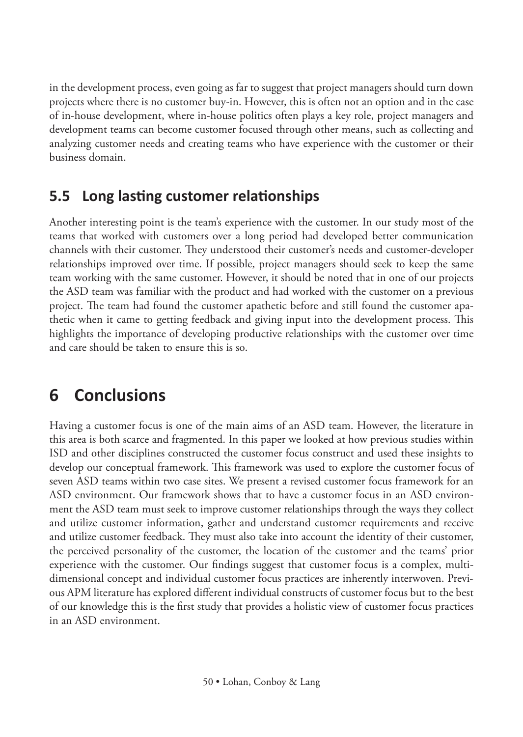in the development process, even going as far to suggest that project managers should turn down projects where there is no customer buy-in. However, this is often not an option and in the case of in-house development, where in-house politics often plays a key role, project managers and development teams can become customer focused through other means, such as collecting and analyzing customer needs and creating teams who have experience with the customer or their business domain.

## 5.5 Long lasting customer relationships

Another interesting point is the team's experience with the customer. In our study most of the teams that worked with customers over a long period had developed better communication channels with their customer. They understood their customer's needs and customer-developer relationships improved over time. If possible, project managers should seek to keep the same team working with the same customer. However, it should be noted that in one of our projects the ASD team was familiar with the product and had worked with the customer on a previous project. The team had found the customer apathetic before and still found the customer apathetic when it came to getting feedback and giving input into the development process. This highlights the importance of developing productive relationships with the customer over time and care should be taken to ensure this is so.

# 6 Conclusions

Having a customer focus is one of the main aims of an ASD team. However, the literature in this area is both scarce and fragmented. In this paper we looked at how previous studies within ISD and other disciplines constructed the customer focus construct and used these insights to develop our conceptual framework. This framework was used to explore the customer focus of seven ASD teams within two case sites. We present a revised customer focus framework for an ASD environment. Our framework shows that to have a customer focus in an ASD environment the ASD team must seek to improve customer relationships through the ways they collect and utilize customer information, gather and understand customer requirements and receive and utilize customer feedback. They must also take into account the identity of their customer, the perceived personality of the customer, the location of the customer and the teams' prior experience with the customer. Our findings suggest that customer focus is a complex, multidimensional concept and individual customer focus practices are inherently interwoven. Previous APM literature has explored different individual constructs of customer focus but to the best of our knowledge this is the first study that provides a holistic view of customer focus practices in an ASD environment.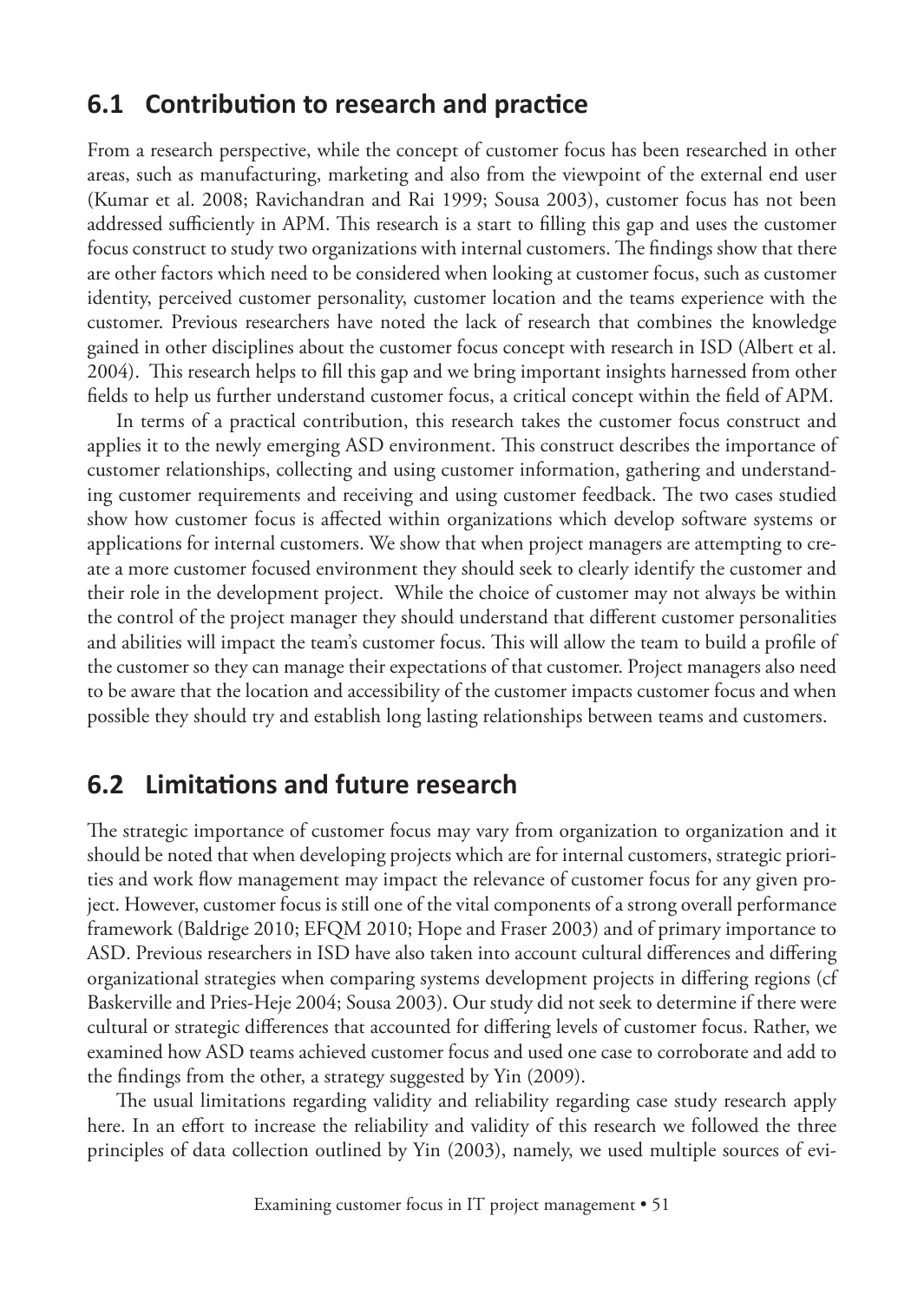## 6.1 Contribution to research and practice

From a research perspective, while the concept of customer focus has been researched in other areas, such as manufacturing, marketing and also from the viewpoint of the external end user (Kumar et al. 2008; Ravichandran and Rai 1999; Sousa 2003), customer focus has not been addressed sufficiently in APM. This research is a start to filling this gap and uses the customer focus construct to study two organizations with internal customers. The findings show that there are other factors which need to be considered when looking at customer focus, such as customer identity, perceived customer personality, customer location and the teams experience with the customer. Previous researchers have noted the lack of research that combines the knowledge gained in other disciplines about the customer focus concept with research in ISD (Albert et al. 2004). This research helps to fill this gap and we bring important insights harnessed from other fields to help us further understand customer focus, a critical concept within the field of APM.

In terms of a practical contribution, this research takes the customer focus construct and applies it to the newly emerging ASD environment. This construct describes the importance of customer relationships, collecting and using customer information, gathering and understanding customer requirements and receiving and using customer feedback. The two cases studied show how customer focus is affected within organizations which develop software systems or applications for internal customers. We show that when project managers are attempting to create a more customer focused environment they should seek to clearly identify the customer and their role in the development project. While the choice of customer may not always be within the control of the project manager they should understand that different customer personalities and abilities will impact the team's customer focus. This will allow the team to build a profile of the customer so they can manage their expectations of that customer. Project managers also need to be aware that the location and accessibility of the customer impacts customer focus and when possible they should try and establish long lasting relationships between teams and customers.

## 6.2 Limitations and future research

The strategic importance of customer focus may vary from organization to organization and it should be noted that when developing projects which are for internal customers, strategic priorities and work flow management may impact the relevance of customer focus for any given project. However, customer focus is still one of the vital components of a strong overall performance framework (Baldrige 2010; EFQM 2010; Hope and Fraser 2003) and of primary importance to ASD. Previous researchers in ISD have also taken into account cultural differences and differing organizational strategies when comparing systems development projects in differing regions (cf Baskerville and Pries-Heje 2004; Sousa 2003). Our study did not seek to determine if there were cultural or strategic differences that accounted for differing levels of customer focus. Rather, we examined how ASD teams achieved customer focus and used one case to corroborate and add to the findings from the other, a strategy suggested by Yin (2009).

The usual limitations regarding validity and reliability regarding case study research apply here. In an effort to increase the reliability and validity of this research we followed the three principles of data collection outlined by Yin (2003), namely, we used multiple sources of evi-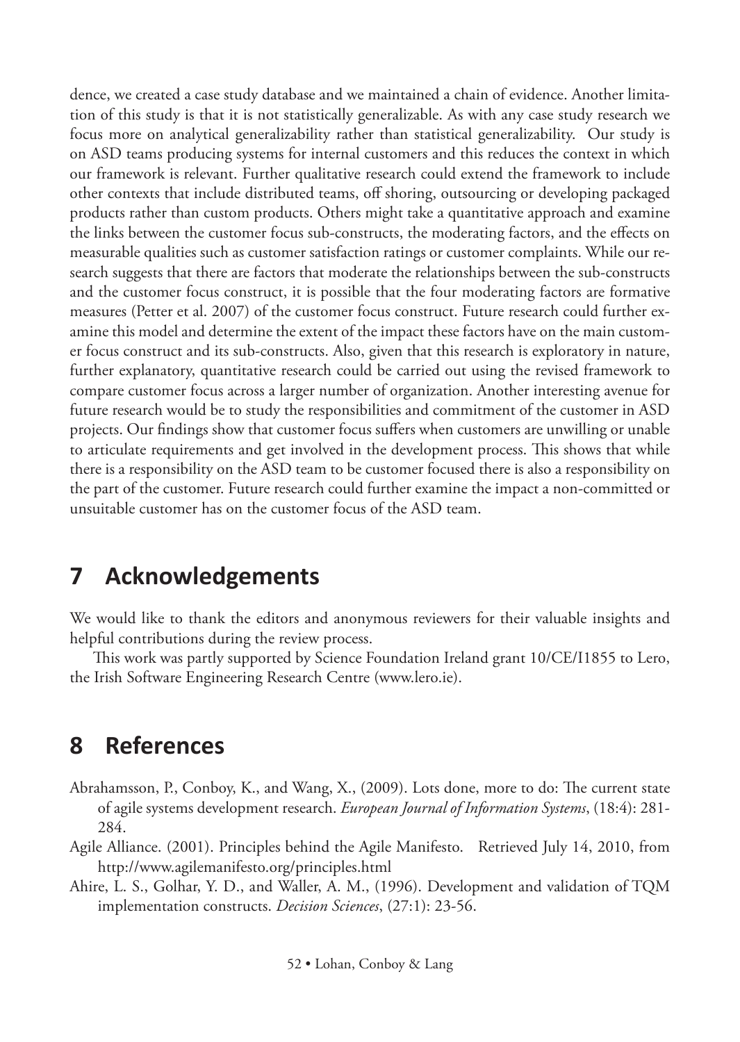dence, we created a case study database and we maintained a chain of evidence. Another limitation of this study is that it is not statistically generalizable. As with any case study research we focus more on analytical generalizability rather than statistical generalizability. Our study is on ASD teams producing systems for internal customers and this reduces the context in which our framework is relevant. Further qualitative research could extend the framework to include other contexts that include distributed teams, off shoring, outsourcing or developing packaged products rather than custom products. Others might take a quantitative approach and examine the links between the customer focus sub-constructs, the moderating factors, and the effects on measurable qualities such as customer satisfaction ratings or customer complaints. While our research suggests that there are factors that moderate the relationships between the sub-constructs and the customer focus construct, it is possible that the four moderating factors are formative measures (Petter et al. 2007) of the customer focus construct. Future research could further examine this model and determine the extent of the impact these factors have on the main customer focus construct and its sub-constructs. Also, given that this research is exploratory in nature, further explanatory, quantitative research could be carried out using the revised framework to compare customer focus across a larger number of organization. Another interesting avenue for future research would be to study the responsibilities and commitment of the customer in ASD projects. Our findings show that customer focus suffers when customers are unwilling or unable to articulate requirements and get involved in the development process. This shows that while there is a responsibility on the ASD team to be customer focused there is also a responsibility on the part of the customer. Future research could further examine the impact a non-committed or unsuitable customer has on the customer focus of the ASD team.

# 7 Acknowledgements

We would like to thank the editors and anonymous reviewers for their valuable insights and helpful contributions during the review process.

This work was partly supported by Science Foundation Ireland grant 10/CE/I1855 to Lero, the Irish Software Engineering Research Centre (www.lero.ie).

# 8 References

Abrahamsson, P., Conboy, K., and Wang, X., (2009). Lots done, more to do: The current state of agile systems development research. *European Journal of Information Systems*, (18:4): 281-284.

Agile Alliance. (2001). Principles behind the Agile Manifesto. Retrieved July 14, 2010, from http://www.agilemanifesto.org/principles.html

Ahire, L. S., Golhar, Y. D., and Waller, A. M., (1996). Development and validation of TQM implementation constructs. *Decision Sciences*, (27:1): 23-56.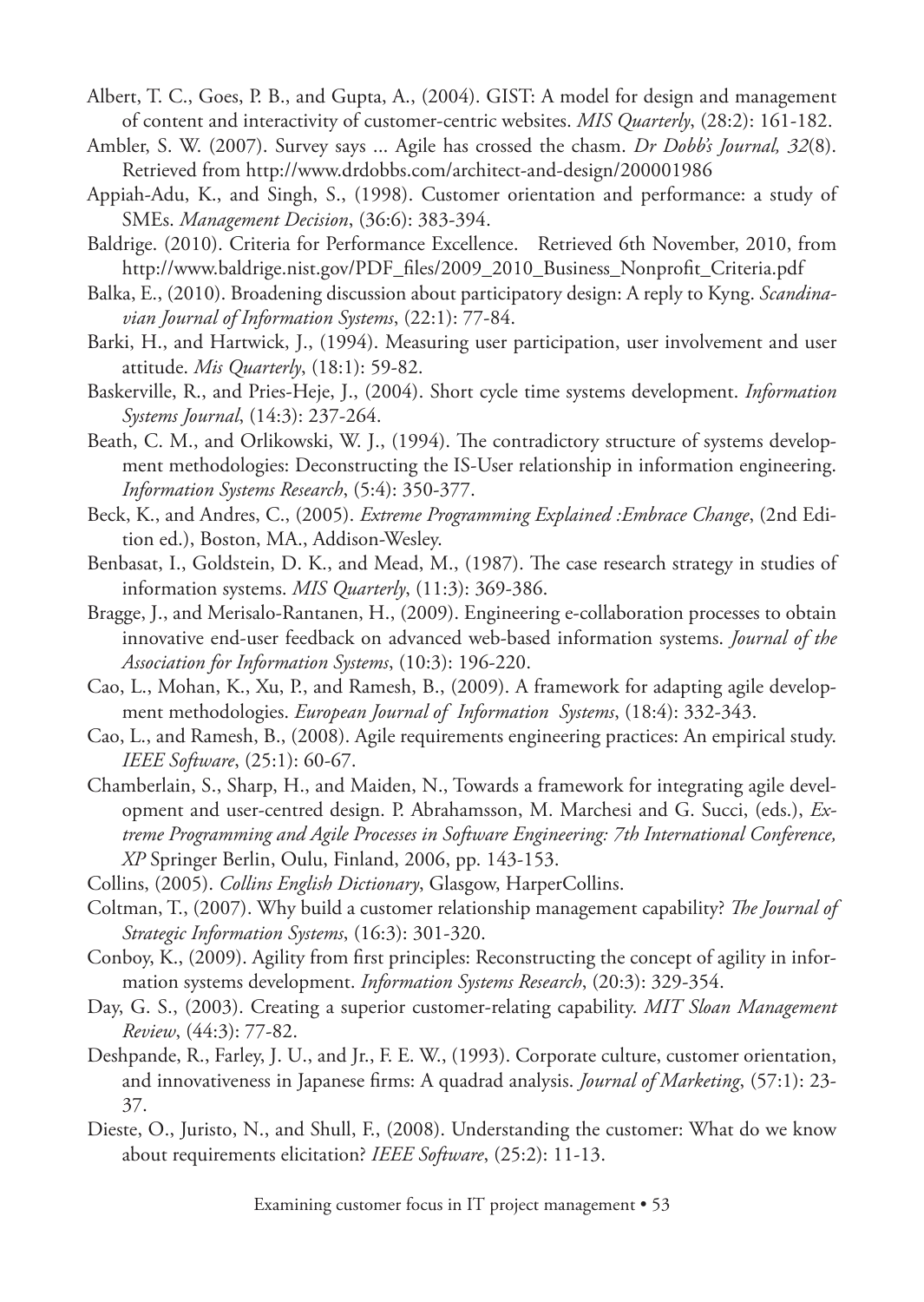Albert, T. C., Goes, P. B., and Gupta, A., (2004). GIST: A model for design and management of content and interactivity of customer-centric websites. *MIS Quarterly*, (28:2): 161-182.

Ambler, S. W. (2007). Survey says ... Agile has crossed the chasm. *Dr Dobb's Journal, 32*(8). Retrieved from http://www.drdobbs.com/architect-and-design/200001986

Appiah-Adu, K., and Singh, S., (1998). Customer orientation and performance: a study of SMEs. *Management Decision*, (36:6): 383-394.

Baldrige. (2010). Criteria for Performance Excellence. Retrieved 6th November, 2010, from http://www.baldrige.nist.gov/PDF_files/2009_2010_Business_Nonprofit_Criteria.pdf

Balka, E., (2010). Broadening discussion about participatory design: A reply to Kyng. *Scandinavian Journal of Information Systems*, (22:1): 77-84.

Barki, H., and Hartwick, J., (1994). Measuring user participation, user involvement and user attitude. *Mis Quarterly*, (18:1): 59-82.

Baskerville, R., and Pries-Heje, J., (2004). Short cycle time systems development. *Information Systems Journal*, (14:3): 237-264.

Beath, C. M., and Orlikowski, W. J., (1994). The contradictory structure of systems development methodologies: Deconstructing the IS-User relationship in information engineering. *Information Systems Research*, (5:4): 350-377.

Beck, K., and Andres, C., (2005). *Extreme Programming Explained :Embrace Change*, (2nd Edition ed.), Boston, MA., Addison-Wesley.

Benbasat, I., Goldstein, D. K., and Mead, M., (1987). The case research strategy in studies of information systems. *MIS Quarterly*, (11:3): 369-386.

Bragge, J., and Merisalo-Rantanen, H., (2009). Engineering e-collaboration processes to obtain innovative end-user feedback on advanced web-based information systems. *Journal of the Association for Information Systems*, (10:3): 196-220.

Cao, L., Mohan, K., Xu, P., and Ramesh, B., (2009). A framework for adapting agile development methodologies. *European Journal of Information Systems*, (18:4): 332-343.

Cao, L., and Ramesh, B., (2008). Agile requirements engineering practices: An empirical study. *IEEE Software*, (25:1): 60-67.

Chamberlain, S., Sharp, H., and Maiden, N., Towards a framework for integrating agile development and user-centred design. P. Abrahamsson, M. Marchesi and G. Succi, (eds.), *Extreme Programming and Agile Processes in Software Engineering: 7th International Conference, XP* Springer Berlin, Oulu, Finland, 2006, pp. 143-153.

Collins, (2005). *Collins English Dictionary*, Glasgow, HarperCollins.

Coltman, T., (2007). Why build a customer relationship management capability? *The Journal of Strategic Information Systems*, (16:3): 301-320.

Conboy, K., (2009). Agility from first principles: Reconstructing the concept of agility in information systems development. *Information Systems Research*, (20:3): 329-354.

Day, G. S., (2003). Creating a superior customer-relating capability. *MIT Sloan Management Review*, (44:3): 77-82.

Deshpande, R., Farley, J. U., and Jr., F. E. W., (1993). Corporate culture, customer orientation, and innovativeness in Japanese firms: A quadrad analysis. *Journal of Marketing*, (57:1): 23-37.

Dieste, O., Juristo, N., and Shull, F., (2008). Understanding the customer: What do we know about requirements elicitation? *IEEE Software*, (25:2): 11-13.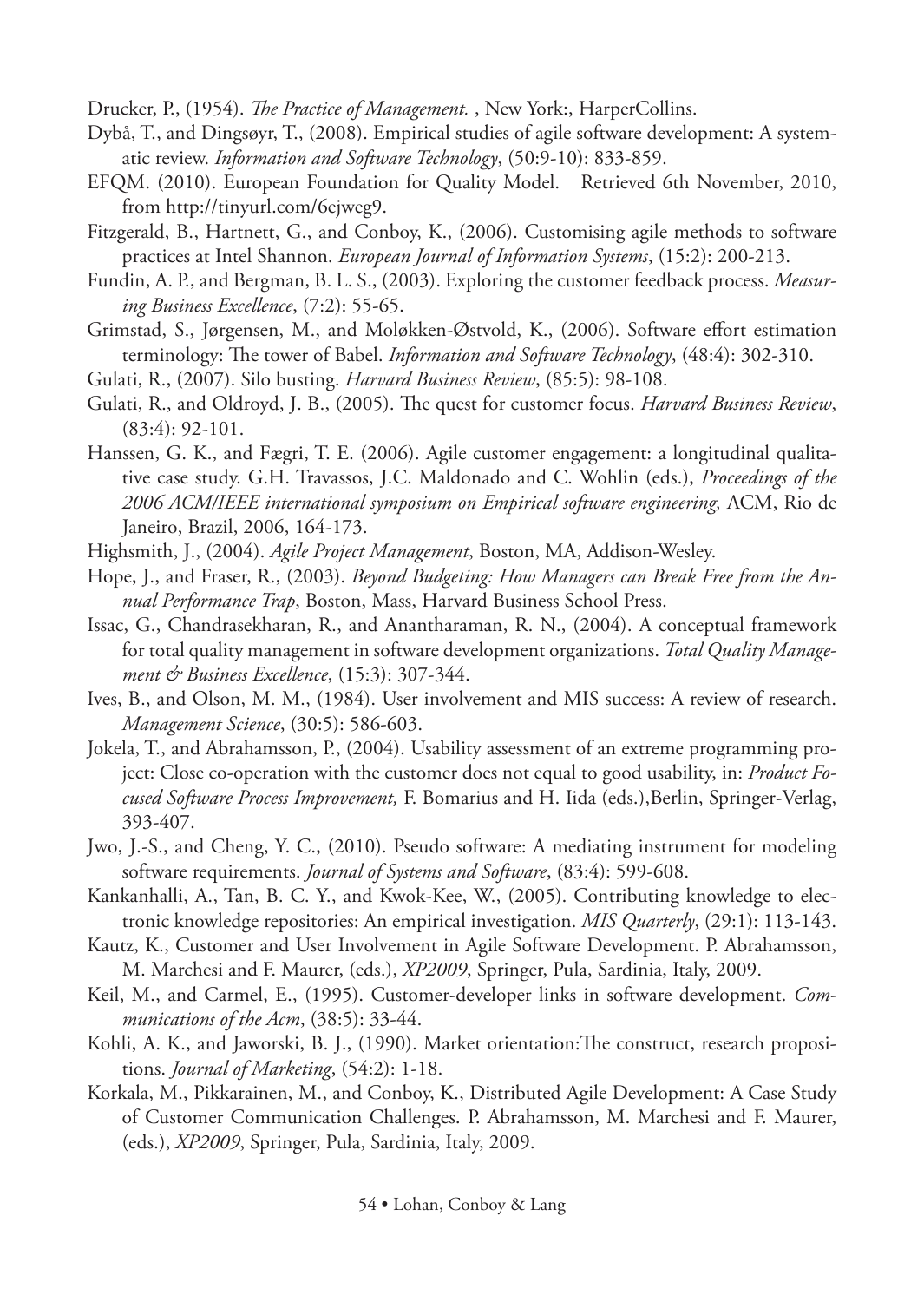Drucker, P., (1954). *The Practice of Management.* , New York:, HarperCollins.

Dybå, T., and Dingsøyr, T., (2008). Empirical studies of agile software development: A systematic review. *Information and Software Technology*, (50:9-10): 833-859.

EFQM. (2010). European Foundation for Quality Model. Retrieved 6th November, 2010, from http://tinyurl.com/6ejweg9.

Fitzgerald, B., Hartnett, G., and Conboy, K., (2006). Customising agile methods to software practices at Intel Shannon. *European Journal of Information Systems*, (15:2): 200-213.

Fundin, A. P., and Bergman, B. L. S., (2003). Exploring the customer feedback process. *Measuring Business Excellence*, (7:2): 55-65.

Grimstad, S., Jørgensen, M., and Moløkken-Østvold, K., (2006). Software effort estimation terminology: The tower of Babel. *Information and Software Technology*, (48:4): 302-310.

Gulati, R., (2007). Silo busting. *Harvard Business Review*, (85:5): 98-108.

Gulati, R., and Oldroyd, J. B., (2005). The quest for customer focus. *Harvard Business Review*, (83:4): 92-101.

Hanssen, G. K., and Fægri, T. E. (2006). Agile customer engagement: a longitudinal qualitative case study. G.H. Travassos, J.C. Maldonado and C. Wohlin (eds.), *Proceedings of the 2006 ACM/IEEE international symposium on Empirical software engineering,* ACM, Rio de Janeiro, Brazil, 2006, 164-173.

Highsmith, J., (2004). *Agile Project Management*, Boston, MA, Addison-Wesley.

Hope, J., and Fraser, R., (2003). *Beyond Budgeting: How Managers can Break Free from the Annual Performance Trap*, Boston, Mass, Harvard Business School Press.

Issac, G., Chandrasekharan, R., and Anantharaman, R. N., (2004). A conceptual framework for total quality management in software development organizations. *Total Quality Management & Business Excellence*, (15:3): 307-344.

Ives, B., and Olson, M. M., (1984). User involvement and MIS success: A review of research. *Management Science*, (30:5): 586-603.

Jokela, T., and Abrahamsson, P., (2004). Usability assessment of an extreme programming project: Close co-operation with the customer does not equal to good usability, in: *Product Focused Software Process Improvement,* F. Bomarius and H. Iida (eds.),Berlin, Springer-Verlag, 393-407.

Jwo, J.-S., and Cheng, Y. C., (2010). Pseudo software: A mediating instrument for modeling software requirements. *Journal of Systems and Software*, (83:4): 599-608.

Kankanhalli, A., Tan, B. C. Y., and Kwok-Kee, W., (2005). Contributing knowledge to electronic knowledge repositories: An empirical investigation. *MIS Quarterly*, (29:1): 113-143.

Kautz, K., Customer and User Involvement in Agile Software Development. P. Abrahamsson, M. Marchesi and F. Maurer, (eds.), *XP2009*, Springer, Pula, Sardinia, Italy, 2009.

Keil, M., and Carmel, E., (1995). Customer-developer links in software development. *Communications of the Acm*, (38:5): 33-44.

Kohli, A. K., and Jaworski, B. J., (1990). Market orientation:The construct, research propositions. *Journal of Marketing*, (54:2): 1-18.

Korkala, M., Pikkarainen, M., and Conboy, K., Distributed Agile Development: A Case Study of Customer Communication Challenges. P. Abrahamsson, M. Marchesi and F. Maurer, (eds.), *XP2009*, Springer, Pula, Sardinia, Italy, 2009.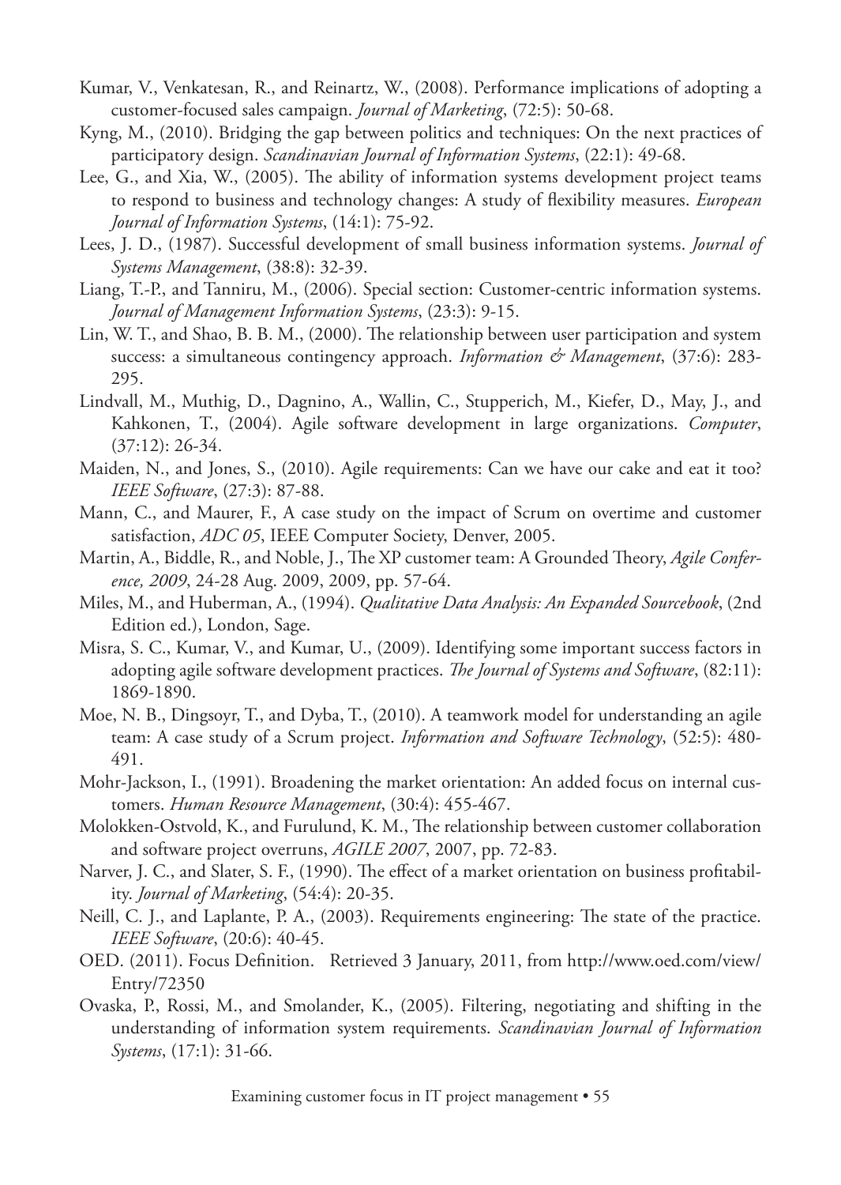Kumar, V., Venkatesan, R., and Reinartz, W., (2008). Performance implications of adopting a customer-focused sales campaign. *Journal of Marketing*, (72:5): 50-68.

Kyng, M., (2010). Bridging the gap between politics and techniques: On the next practices of participatory design. *Scandinavian Journal of Information Systems*, (22:1): 49-68.

Lee, G., and Xia, W., (2005). The ability of information systems development project teams to respond to business and technology changes: A study of flexibility measures. *European Journal of Information Systems*, (14:1): 75-92.

Lees, J. D., (1987). Successful development of small business information systems. *Journal of Systems Management*, (38:8): 32-39.

Liang, T.-P., and Tanniru, M., (2006). Special section: Customer-centric information systems. *Journal of Management Information Systems*, (23:3): 9-15.

Lin, W. T., and Shao, B. B. M., (2000). The relationship between user participation and system success: a simultaneous contingency approach. *Information & Management*, (37:6): 283-295.

Lindvall, M., Muthig, D., Dagnino, A., Wallin, C., Stupperich, M., Kiefer, D., May, J., and Kahkonen, T., (2004). Agile software development in large organizations. *Computer*, (37:12): 26-34.

Maiden, N., and Jones, S., (2010). Agile requirements: Can we have our cake and eat it too? *IEEE Software*, (27:3): 87-88.

Mann, C., and Maurer, F., A case study on the impact of Scrum on overtime and customer satisfaction, *ADC 05*, IEEE Computer Society, Denver, 2005.

Martin, A., Biddle, R., and Noble, J., The XP customer team: A Grounded Theory, *Agile Conference, 2009*, 24-28 Aug. 2009, 2009, pp. 57-64.

Miles, M., and Huberman, A., (1994). *Qualitative Data Analysis: An Expanded Sourcebook*, (2nd Edition ed.), London, Sage.

Misra, S. C., Kumar, V., and Kumar, U., (2009). Identifying some important success factors in adopting agile software development practices. *The Journal of Systems and Software*, (82:11): 1869-1890.

Moe, N. B., Dingsoyr, T., and Dyba, T., (2010). A teamwork model for understanding an agile team: A case study of a Scrum project. *Information and Software Technology*, (52:5): 480-491.

Mohr-Jackson, I., (1991). Broadening the market orientation: An added focus on internal customers. *Human Resource Management*, (30:4): 455-467.

Molokken-Ostvold, K., and Furulund, K. M., The relationship between customer collaboration and software project overruns, *AGILE 2007*, 2007, pp. 72-83.

Narver, J. C., and Slater, S. F., (1990). The effect of a market orientation on business profitability. *Journal of Marketing*, (54:4): 20-35.

Neill, C. J., and Laplante, P. A., (2003). Requirements engineering: The state of the practice. *IEEE Software*, (20:6): 40-45.

OED. (2011). Focus Definition. Retrieved 3 January, 2011, from http://www.oed.com/view/Entry/72350

Ovaska, P., Rossi, M., and Smolander, K., (2005). Filtering, negotiating and shifting in the understanding of information system requirements. *Scandinavian Journal of Information Systems*, (17:1): 31-66.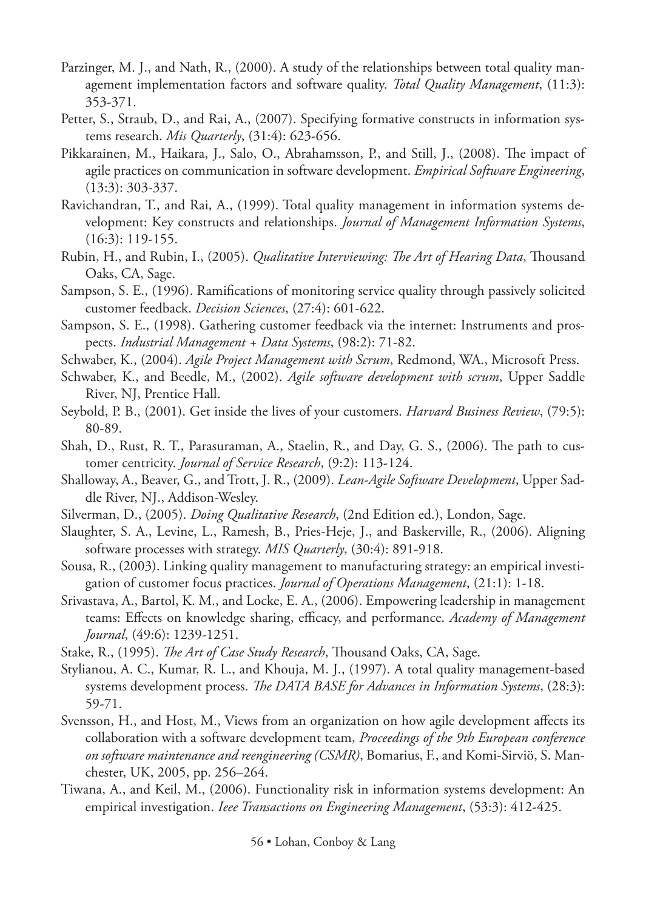Parzinger, M. J., and Nath, R., (2000). A study of the relationships between total quality management implementation factors and software quality. *Total Quality Management*, (11:3): 353-371.

Petter, S., Straub, D., and Rai, A., (2007). Specifying formative constructs in information systems research. *Mis Quarterly*, (31:4): 623-656.

Pikkarainen, M., Haikara, J., Salo, O., Abrahamsson, P., and Still, J., (2008). The impact of agile practices on communication in software development. *Empirical Software Engineering*, (13:3): 303-337.

Ravichandran, T., and Rai, A., (1999). Total quality management in information systems development: Key constructs and relationships. *Journal of Management Information Systems*, (16:3): 119-155.

Rubin, H., and Rubin, I., (2005). *Qualitative Interviewing: The Art of Hearing Data*, Thousand Oaks, CA, Sage.

Sampson, S. E., (1996). Ramifications of monitoring service quality through passively solicited customer feedback. *Decision Sciences*, (27:4): 601-622.

Sampson, S. E., (1998). Gathering customer feedback via the internet: Instruments and prospects. *Industrial Management + Data Systems*, (98:2): 71-82.

Schwaber, K., (2004). *Agile Project Management with Scrum*, Redmond, WA., Microsoft Press.

Schwaber, K., and Beedle, M., (2002). *Agile software development with scrum*, Upper Saddle River, NJ, Prentice Hall.

Seybold, P. B., (2001). Get inside the lives of your customers. *Harvard Business Review*, (79:5): 80-89.

Shah, D., Rust, R. T., Parasuraman, A., Staelin, R., and Day, G. S., (2006). The path to customer centricity. *Journal of Service Research*, (9:2): 113-124.

Shalloway, A., Beaver, G., and Trott, J. R., (2009). *Lean-Agile Software Development*, Upper Saddle River, NJ., Addison-Wesley.

Silverman, D., (2005). *Doing Qualitative Research*, (2nd Edition ed.), London, Sage.

Slaughter, S. A., Levine, L., Ramesh, B., Pries-Heje, J., and Baskerville, R., (2006). Aligning software processes with strategy. *MIS Quarterly*, (30:4): 891-918.

Sousa, R., (2003). Linking quality management to manufacturing strategy: an empirical investigation of customer focus practices. *Journal of Operations Management*, (21:1): 1-18.

Srivastava, A., Bartol, K. M., and Locke, E. A., (2006). Empowering leadership in management teams: Effects on knowledge sharing, efficacy, and performance. *Academy of Management Journal*, (49:6): 1239-1251.

Stake, R., (1995). *The Art of Case Study Research*, Thousand Oaks, CA, Sage.

Stylianou, A. C., Kumar, R. L., and Khouja, M. J., (1997). A total quality management-based systems development process. *The DATA BASE for Advances in Information Systems*, (28:3): 59-71.

Svensson, H., and Host, M., Views from an organization on how agile development affects its collaboration with a software development team, *Proceedings of the 9th European conference on software maintenance and reengineering (CSMR)*, Bomarius, F., and Komi-Sirviö, S. Manchester, UK, 2005, pp. 256–264.

Tiwana, A., and Keil, M., (2006). Functionality risk in information systems development: An empirical investigation. *Ieee Transactions on Engineering Management*, (53:3): 412-425.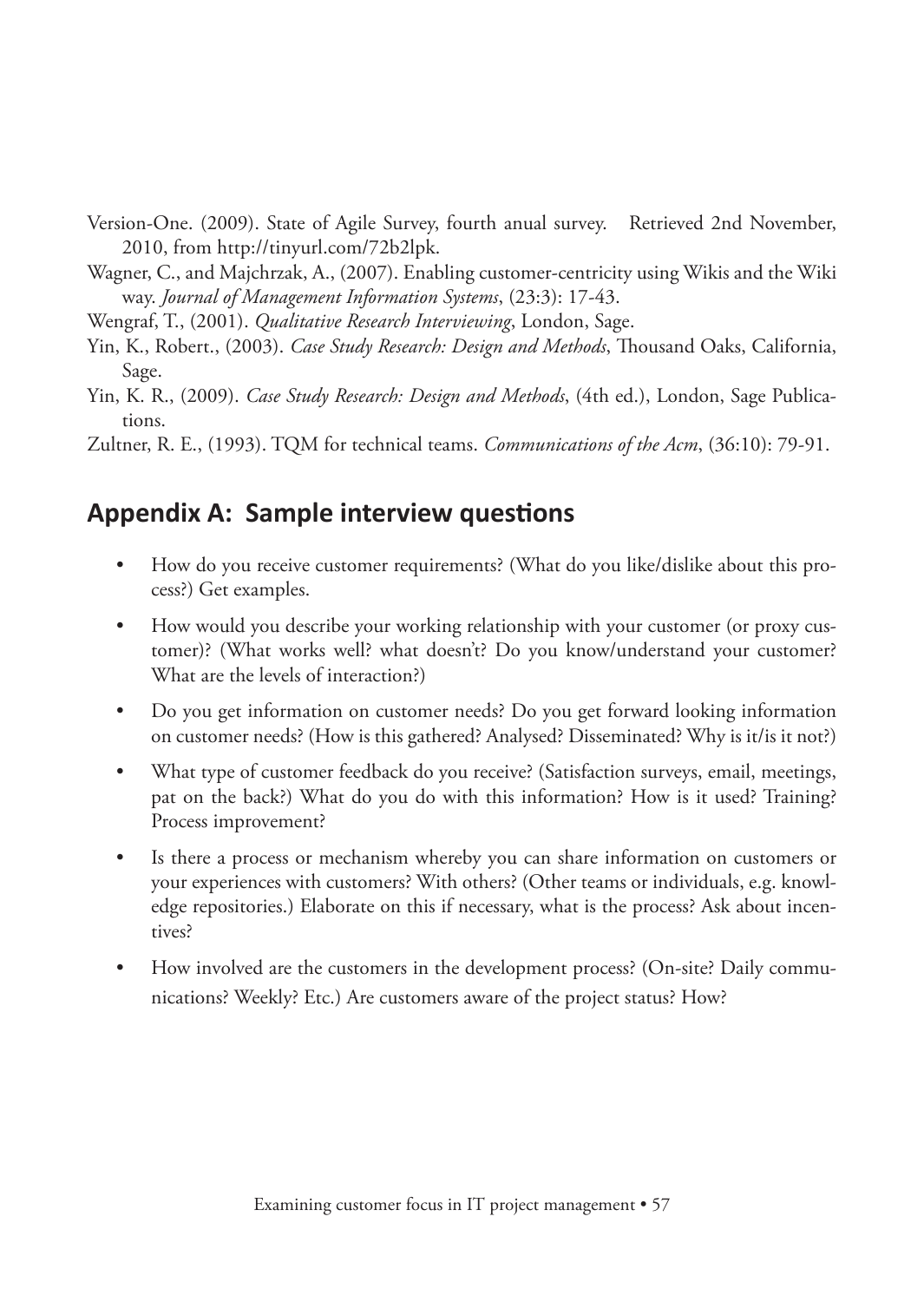Version-One. (2009). State of Agile Survey, fourth anual survey. Retrieved 2nd November, 2010, from http://tinyurl.com/72b2lpk.

Wagner, C., and Majchrzak, A., (2007). Enabling customer-centricity using Wikis and the Wiki way. *Journal of Management Information Systems*, (23:3): 17-43.

Wengraf, T., (2001). *Qualitative Research Interviewing*, London, Sage.

Yin, K., Robert., (2003). *Case Study Research: Design and Methods*, Thousand Oaks, California, Sage.

Yin, K. R., (2009). *Case Study Research: Design and Methods*, (4th ed.), London, Sage Publications.

Zultner, R. E., (1993). TQM for technical teams. *Communications of the Acm*, (36:10): 79-91.

## Appendix A: Sample interview questions

- How do you receive customer requirements? (What do you like/dislike about this process?) Get examples.
- How would you describe your working relationship with your customer (or proxy customer)? (What works well? what doesn't? Do you know/understand your customer? What are the levels of interaction?)
- Do you get information on customer needs? Do you get forward looking information on customer needs? (How is this gathered? Analysed? Disseminated? Why is it/is it not?)
- What type of customer feedback do you receive? (Satisfaction surveys, email, meetings, pat on the back?) What do you do with this information? How is it used? Training? Process improvement?
- Is there a process or mechanism whereby you can share information on customers or your experiences with customers? With others? (Other teams or individuals, e.g. knowledge repositories.) Elaborate on this if necessary, what is the process? Ask about incentives?
- How involved are the customers in the development process? (On-site? Daily communications? Weekly? Etc.) Are customers aware of the project status? How?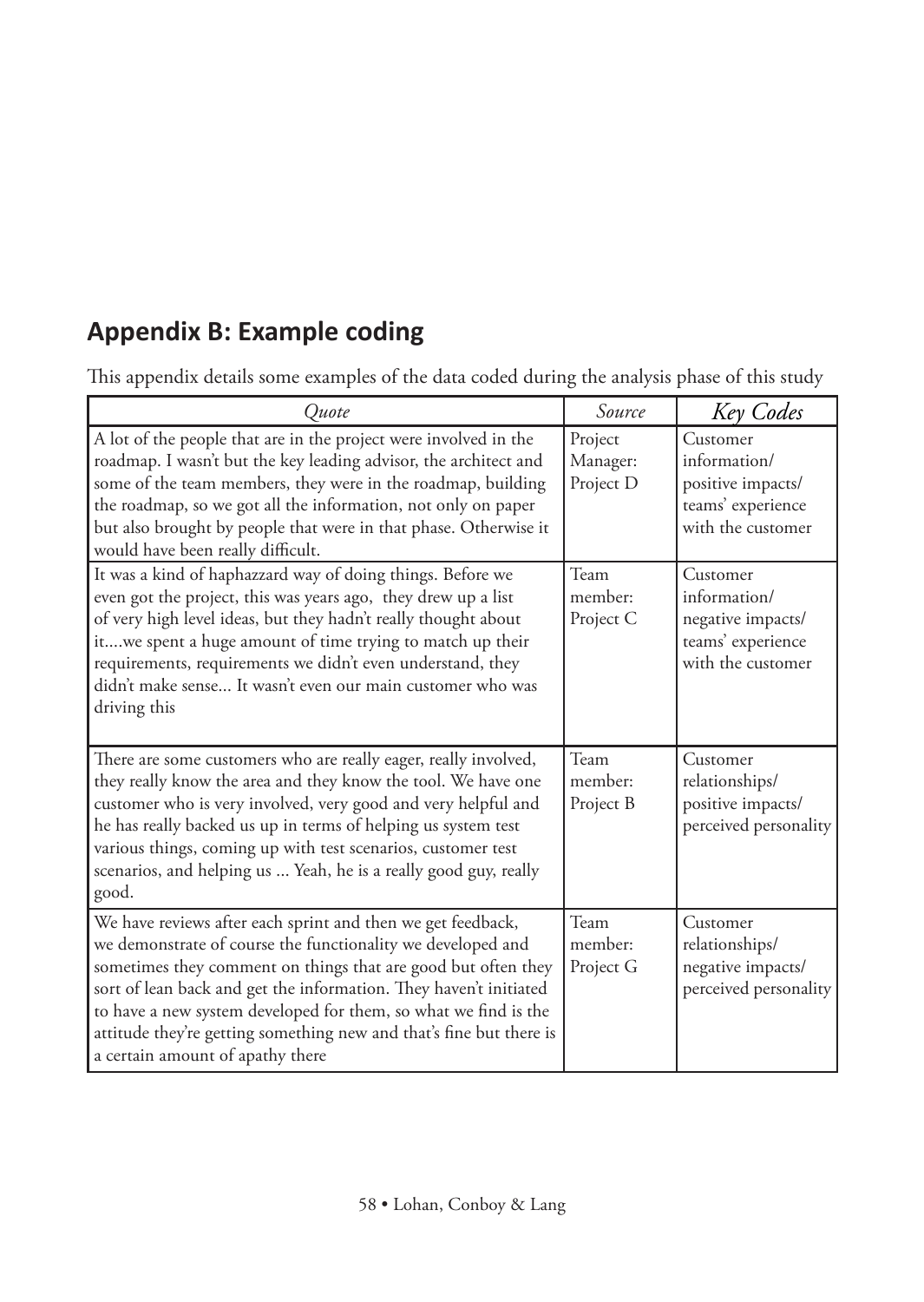## Appendix B: Example coding

This appendix details some examples of the data coded during the analysis phase of this study

| *Quote* | *Source* | *Key Codes* |
|---|---|---|
| A lot of the people that are in the project were involved in the roadmap. I wasn't but the key leading advisor, the architect and some of the team members, they were in the roadmap, building the roadmap, so we got all the information, not only on paper but also brought by people that were in that phase. Otherwise it would have been really difficult. | Project Manager: Project D | Customer information/ positive impacts/ teams' experience with the customer |
| It was a kind of haphazzard way of doing things. Before we even got the project, this was years ago, they drew up a list of very high level ideas, but they hadn't really thought about it....we spent a huge amount of time trying to match up their requirements, requirements we didn't even understand, they didn't make sense... It wasn't even our main customer who was driving this | Team member: Project C | Customer information/ negative impacts/ teams' experience with the customer |
| There are some customers who are really eager, really involved, they really know the area and they know the tool. We have one customer who is very involved, very good and very helpful and he has really backed us up in terms of helping us system test various things, coming up with test scenarios, customer test scenarios, and helping us ... Yeah, he is a really good guy, really good. | Team member: Project B | Customer relationships/ positive impacts/ perceived personality |
| We have reviews after each sprint and then we get feedback, we demonstrate of course the functionality we developed and sometimes they comment on things that are good but often they sort of lean back and get the information. They haven't initiated to have a new system developed for them, so what we find is the attitude they're getting something new and that's fine but there is a certain amount of apathy there | Team member: Project G | Customer relationships/ negative impacts/ perceived personality |